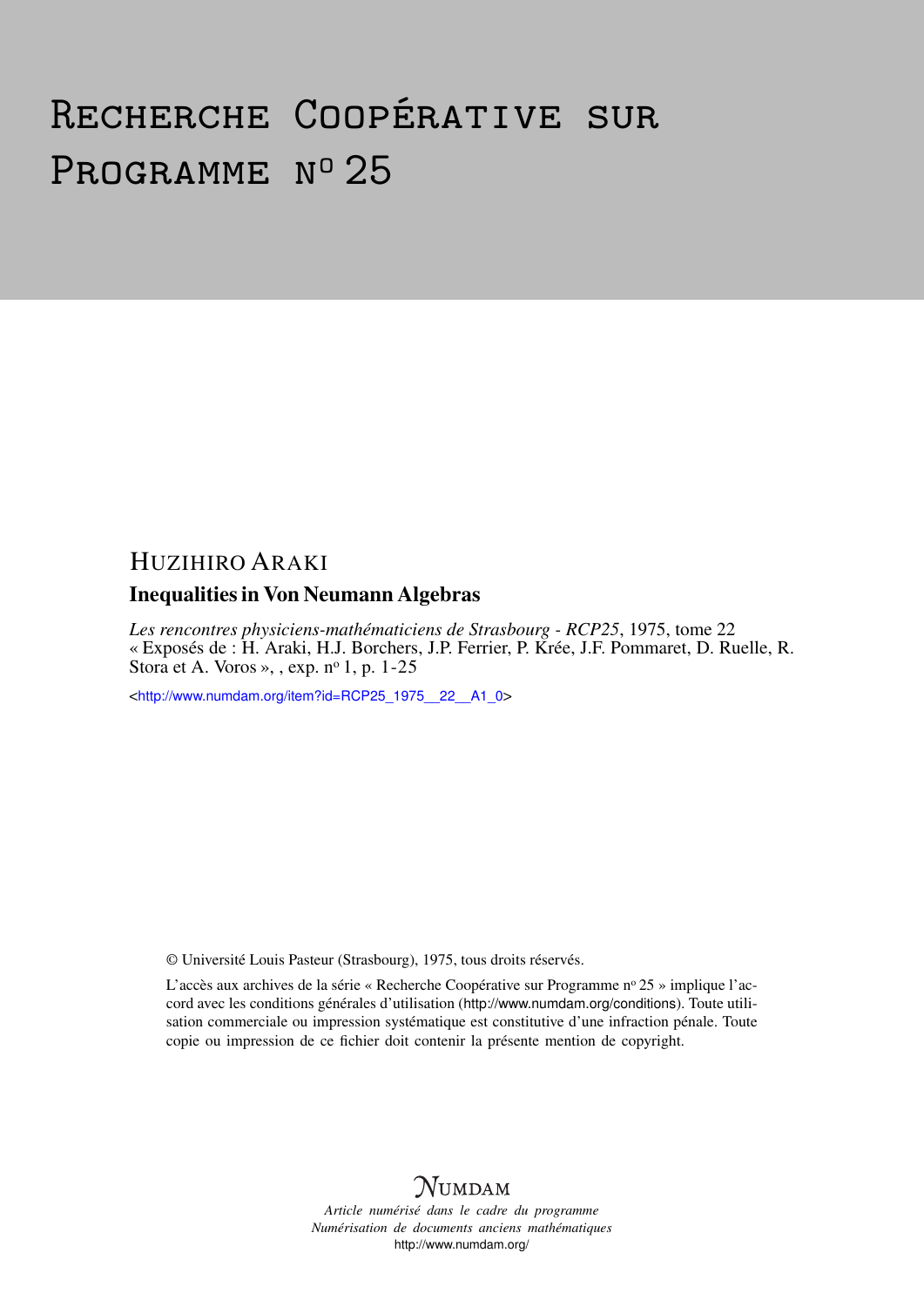# Recherche Coopérative sur Programme nº 25

## Huzihiro Araki

### Inequalities in Von Neumann Algebras

*Les rencontres physiciens-mathématiciens de Strasbourg - RCP25*, 1975, tome 22
« Exposés de : H. Araki, H.J. Borchers, J.P. Ferrier, P. Krée, J.F. Pommaret, D. Ruelle, R. Stora et A. Voros », , exp. nº 1, p. 1-25

<http://www.numdam.org/item?id=RCP25_1975__22__A1_0>

© Université Louis Pasteur (Strasbourg), 1975, tous droits réservés.

L'accès aux archives de la série « Recherche Coopérative sur Programme nº 25 » implique l'accord avec les conditions générales d'utilisation (http://www.numdam.org/conditions). Toute utilisation commerciale ou impression systématique est constitutive d'une infraction pénale. Toute copie ou impression de ce fichier doit contenir la présente mention de copyright.

NUMDAM

*Article numérisé dans le cadre du programme*
*Numérisation de documents anciens mathématiques*
http://www.numdam.org/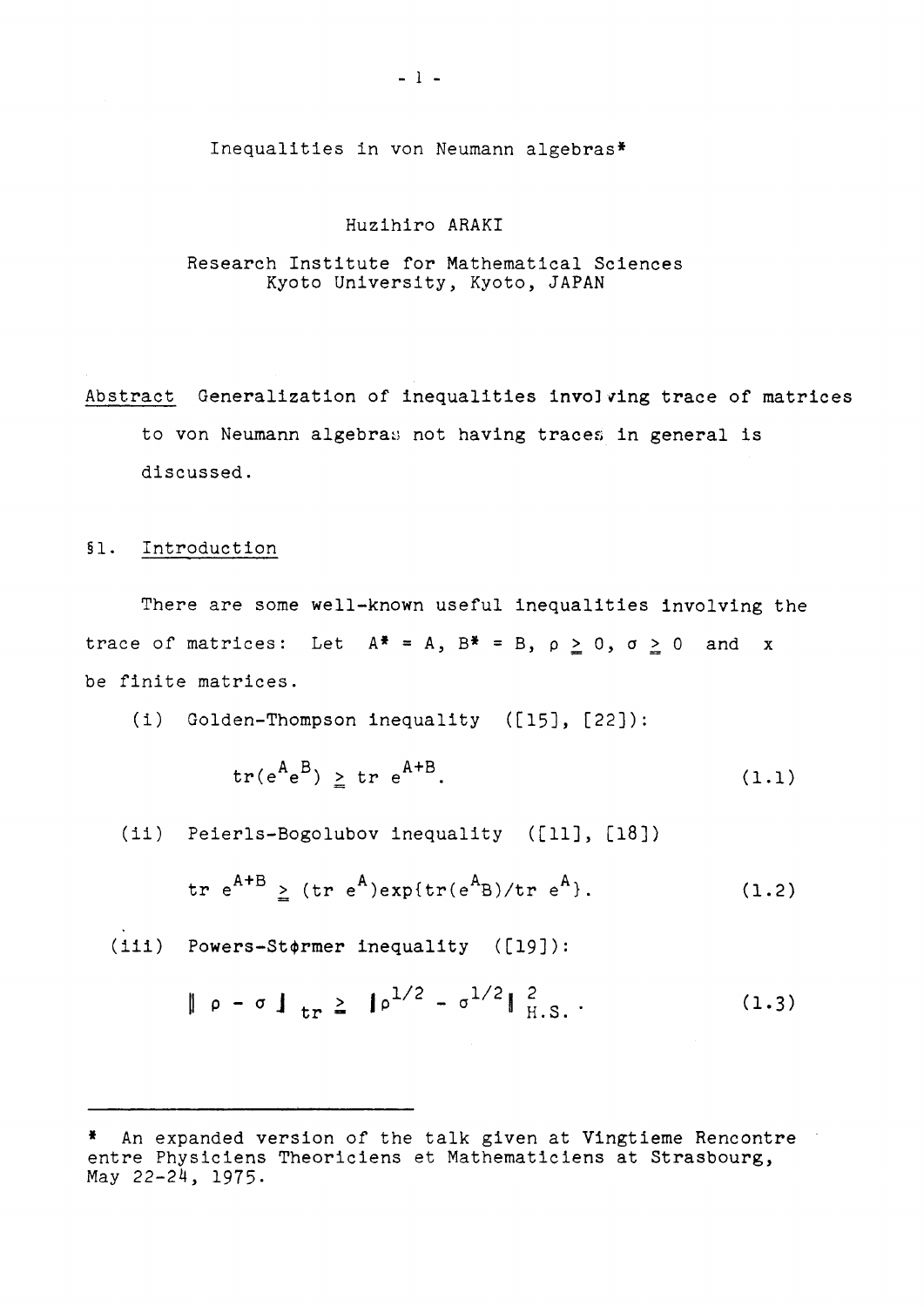# Inequalities in von Neumann algebras*

Huzihiro ARAKI

Research Institute for Mathematical Sciences
Kyoto University, Kyoto, JAPAN

Abstract Generalization of inequalities involving trace of matrices to von Neumann algebras not having traces in general is discussed.

## §1. Introduction

There are some well-known useful inequalities involving the trace of matrices: Let $A^* = A$, $B^* = B$, $\rho \geqq 0$, $\sigma \geqq 0$ and $x$ be finite matrices.

(i) Golden-Thompson inequality ([15], [22]):

$$\operatorname{tr}(e^A e^B) \geqq \operatorname{tr} e^{A+B}. \tag{1.1}$$

(ii) Peierls-Bogolubov inequality ([11], [18])

$$\operatorname{tr} e^{A+B} \geqq (\operatorname{tr} e^A)\exp\{\operatorname{tr}(e^A B)/\operatorname{tr} e^A\}. \tag{1.2}$$

(iii) Powers-Størmer inequality ([19]):

$$\| \rho - \sigma \|_{tr} \geqq \| \rho^{1/2} - \sigma^{1/2} \|_{H.S.}^2 . \tag{1.3}$$

---

* An expanded version of the talk given at Vingtieme Rencontre entre Physiciens Theoriciens et Mathematiciens at Strasbourg, May 22-24, 1975.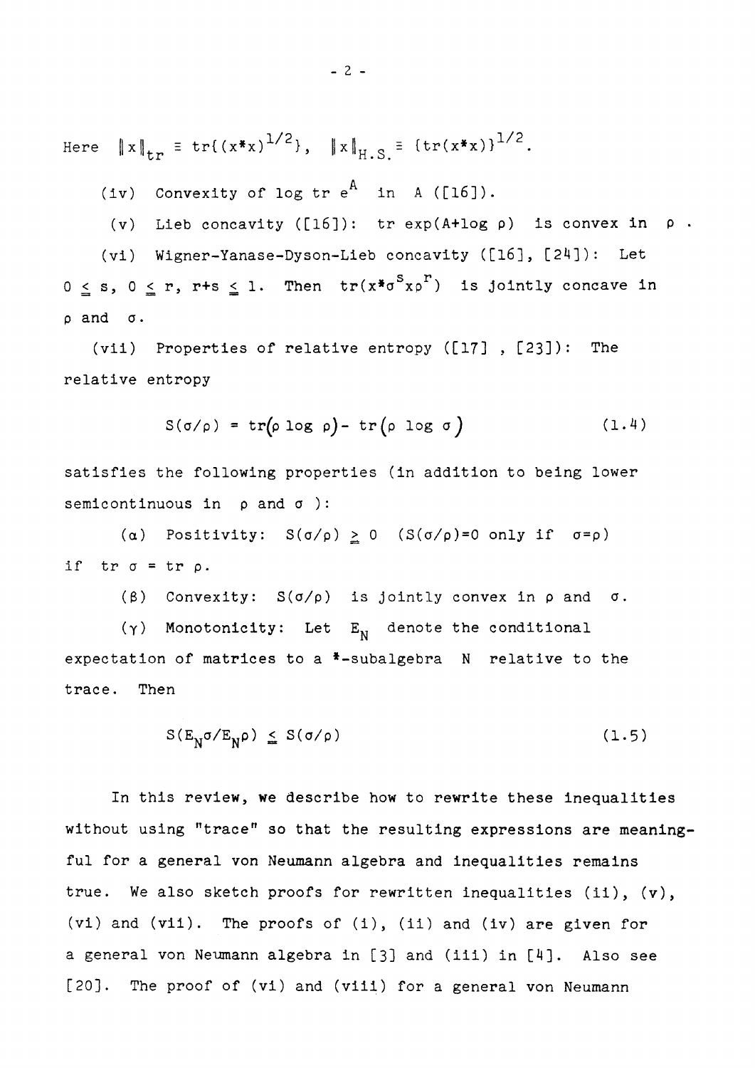Here $\|x\|_{tr} \equiv tr\{(x^*x)^{1/2}\}$, $\|x\|_{H.S.} \equiv \{tr(x^*x)\}^{1/2}$.

(iv) Convexity of $\log tr\, e^A$ in $A$ ([16]).

(v) Lieb concavity ([16]): $tr \exp(A+\log \rho)$ is convex in $\rho$.

(vi) Wigner-Yanase-Dyson-Lieb concavity ([16], [24]): Let $0 \leq s$, $0 \leq r$, $r+s \leq 1$. Then $tr(x^*\sigma^s x \rho^r)$ is jointly concave in $\rho$ and $\sigma$.

(vii) Properties of relative entropy ([17], [23]): The relative entropy

$$S(\sigma/\rho) = tr(\rho \log \rho) - tr(\rho \log \sigma) \tag{1.4}$$

satisfies the following properties (in addition to being lower semicontinuous in $\rho$ and $\sigma$):

($\alpha$) Positivity: $S(\sigma/\rho) \geq 0$ ($S(\sigma/\rho)=0$ only if $\sigma=\rho$) if $tr\,\sigma = tr\,\rho$.

($\beta$) Convexity: $S(\sigma/\rho)$ is jointly convex in $\rho$ and $\sigma$.

($\gamma$) Monotonicity: Let $E_N$ denote the conditional expectation of matrices to a *-subalgebra $N$ relative to the trace. Then

$$S(E_N\sigma/E_N\rho) \leq S(\sigma/\rho) \tag{1.5}$$

In this review, we describe how to rewrite these inequalities without using "trace" so that the resulting expressions are meaningful for a general von Neumann algebra and inequalities remains true. We also sketch proofs for rewritten inequalities (ii), (v), (vi) and (vii). The proofs of (i), (ii) and (iv) are given for a general von Neumann algebra in [3] and (iii) in [4]. Also see [20]. The proof of (vi) and (viii) for a general von Neumann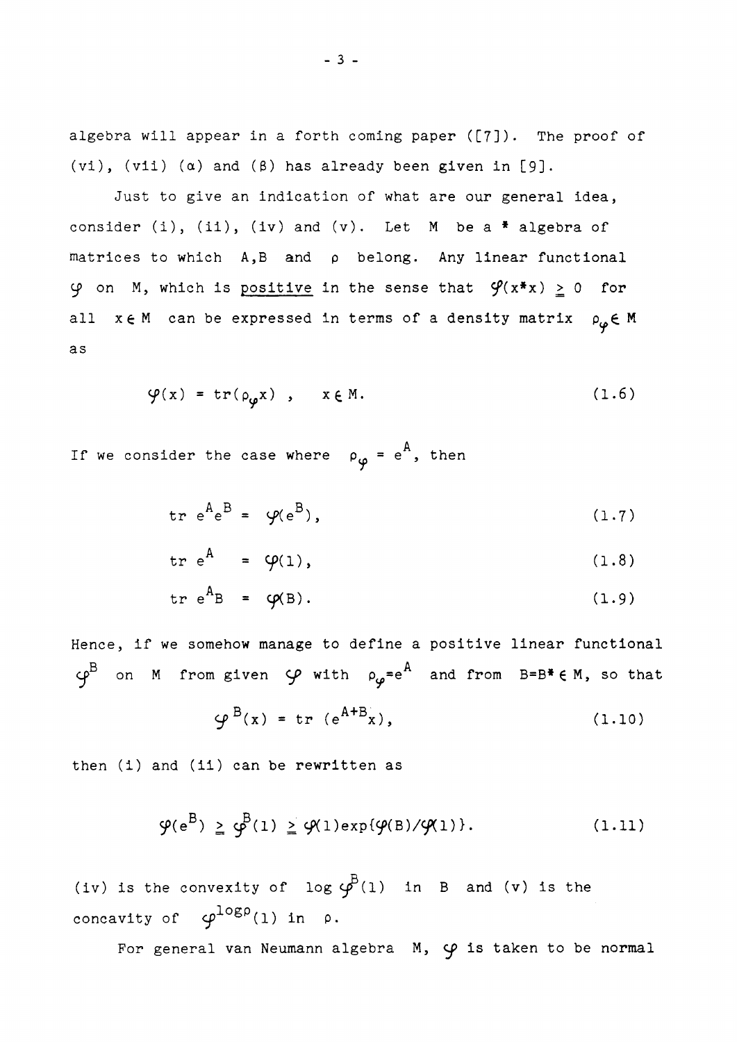algebra will appear in a forth coming paper ([7]). The proof of (vi), (vii) ($\alpha$) and ($\beta$) has already been given in [9].

Just to give an indication of what are our general idea, consider (i), (ii), (iv) and (v). Let $M$ be a * algebra of matrices to which $A, B$ and $\rho$ belong. Any linear functional $\varphi$ on $M$, which is <u>positive</u> in the sense that $\varphi(x^*x) \geq 0$ for all $x \in M$ can be expressed in terms of a density matrix $\rho_\varphi \in M$ as

$$\varphi(x) = \mathrm{tr}(\rho_\varphi x) , \quad x \in M. \tag{1.6}$$

If we consider the case where $\rho_\varphi = e^A$, then

$$\mathrm{tr}\ e^A e^B = \varphi(e^B), \tag{1.7}$$

$$\mathrm{tr}\ e^A \ = \varphi(1), \tag{1.8}$$

$$\mathrm{tr}\ e^A B \ = \varphi(B). \tag{1.9}$$

Hence, if we somehow manage to define a positive linear functional $\varphi^B$ on $M$ from given $\varphi$ with $\rho_\varphi = e^A$ and from $B = B^* \in M$, so that

$$\varphi^B(x) = \mathrm{tr}\ (e^{A+B} x), \tag{1.10}$$

then (i) and (ii) can be rewritten as

$$\varphi(e^B) \geq \varphi^B(1) \geq \varphi(1)\exp\{\varphi(B)/\varphi(1)\}. \tag{1.11}$$

(iv) is the convexity of $\log \varphi^B(1)$ in $B$ and (v) is the concavity of $\varphi^{\log\rho}(1)$ in $\rho$.

For general van Neumann algebra $M$, $\varphi$ is taken to be normal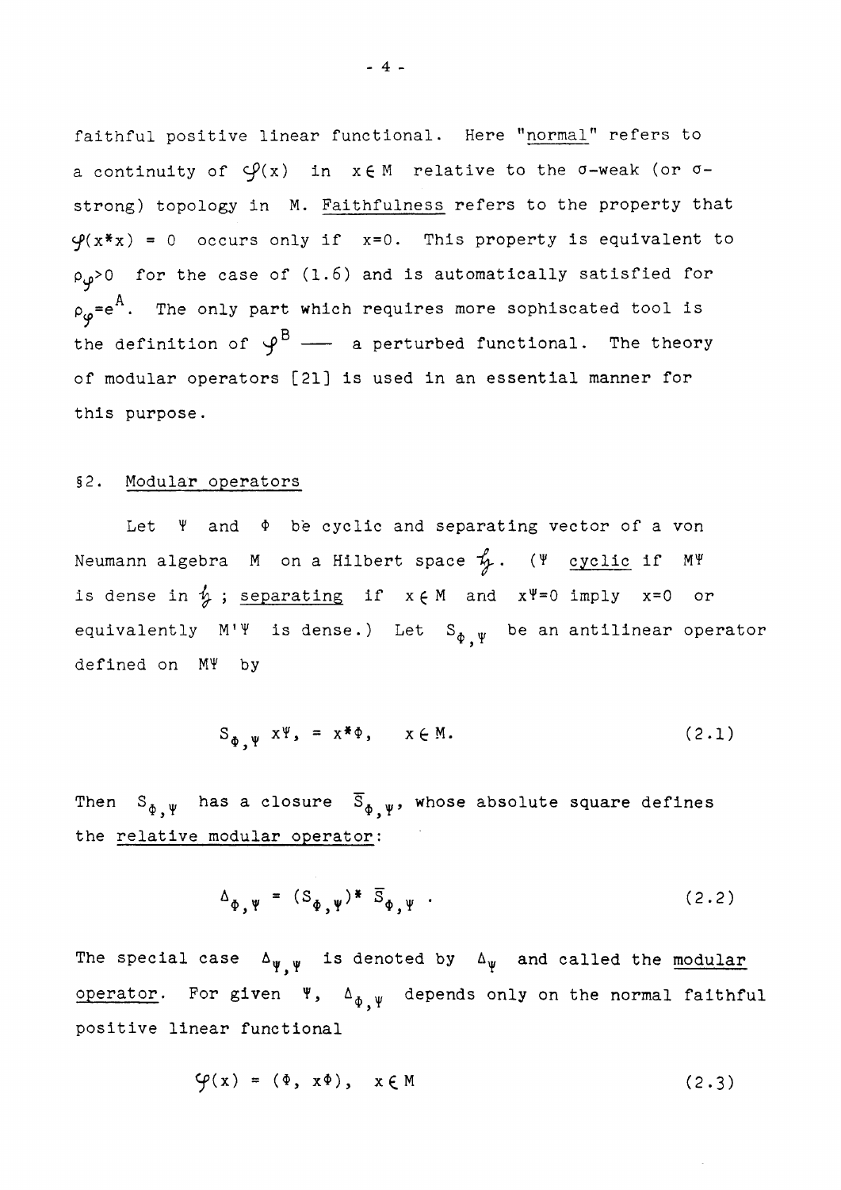faithful positive linear functional. Here "normal" refers to a continuity of $\varphi(x)$ in $x \in M$ relative to the σ-weak (or σ-strong) topology in M. Faithfulness refers to the property that $\varphi(x^*x) = 0$ occurs only if $x=0$. This property is equivalent to $\rho_\varphi > 0$ for the case of (1.6) and is automatically satisfied for $\rho_\varphi = e^A$. The only part which requires more sophiscated tool is the definition of $\varphi^B$ —— a perturbed functional. The theory of modular operators [21] is used in an essential manner for this purpose.

## §2. Modular operators

Let $\Psi$ and $\Phi$ be cyclic and separating vector of a von Neumann algebra M on a Hilbert space $\mathfrak{h}$. ($\Psi$ cyclic if $M\Psi$ is dense in $\mathfrak{h}$; separating if $x \in M$ and $x\Psi = 0$ imply $x=0$ or equivalently $M'\Psi$ is dense.) Let $S_{\Phi,\Psi}$ be an antilinear operator defined on $M\Psi$ by

$$S_{\Phi,\Psi}\, x\Psi, = x^*\Phi, \quad x \in M. \tag{2.1}$$

Then $S_{\Phi,\Psi}$ has a closure $\bar{S}_{\Phi,\Psi}$, whose absolute square defines the relative modular operator:

$$\Delta_{\Phi,\Psi} = (S_{\Phi,\Psi})^* \bar{S}_{\Phi,\Psi} \,. \tag{2.2}$$

The special case $\Delta_{\Psi,\Psi}$ is denoted by $\Delta_\Psi$ and called the modular operator. For given $\Psi$, $\Delta_{\Phi,\Psi}$ depends only on the normal faithful positive linear functional

$$\varphi(x) = (\Phi,\, x\Phi), \quad x \in M \tag{2.3}$$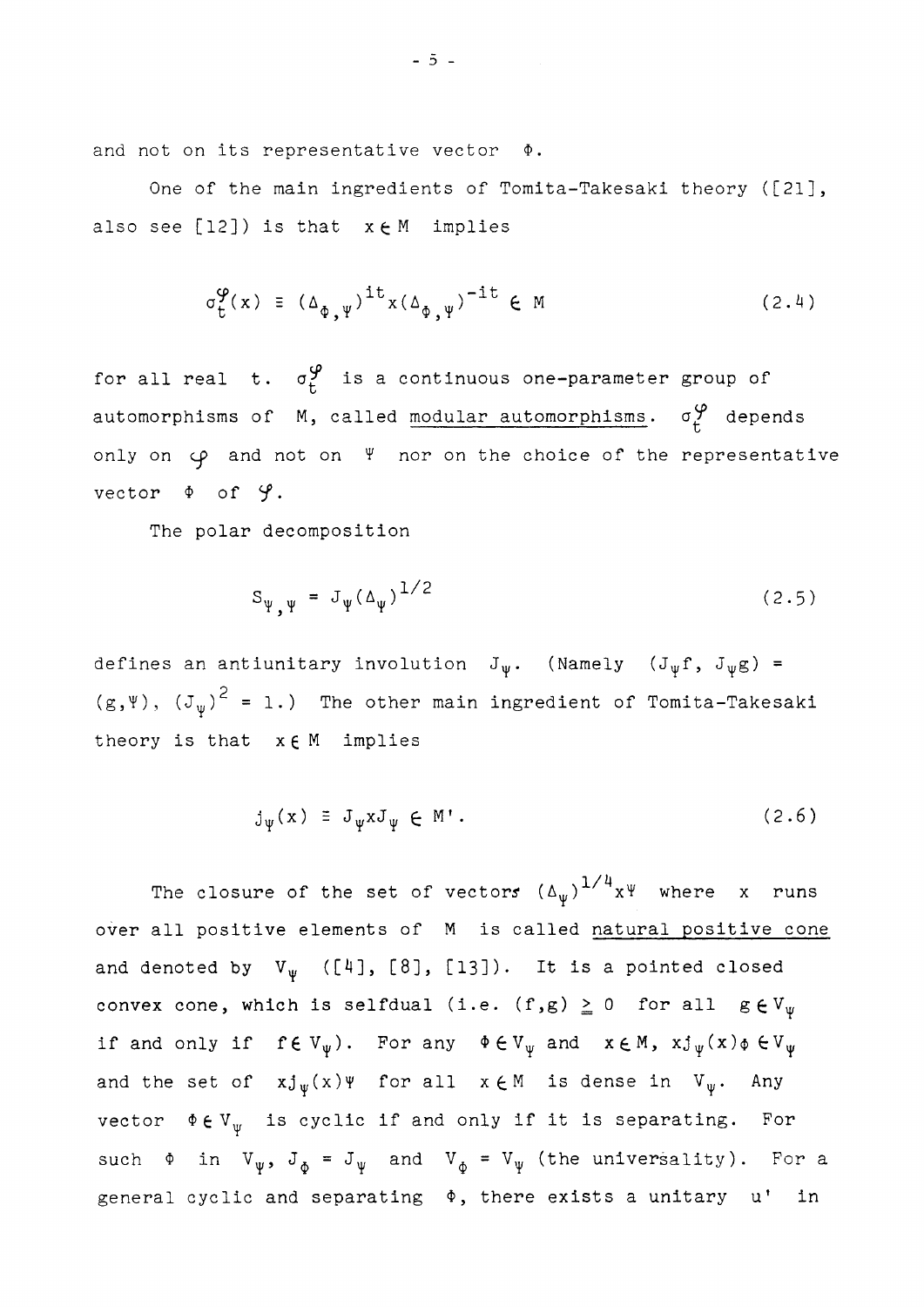and not on its representative vector $\Phi$.

One of the main ingredients of Tomita-Takesaki theory ([21], also see [12]) is that $x \in M$ implies

$$\sigma_t^{\varphi}(x) \equiv (\Delta_{\Phi,\Psi})^{it} x (\Delta_{\Phi,\Psi})^{-it} \in M \tag{2.4}$$

for all real $t$. $\sigma_t^{\varphi}$ is a continuous one-parameter group of automorphisms of $M$, called modular automorphisms. $\sigma_t^{\varphi}$ depends only on $\varphi$ and not on $\Psi$ nor on the choice of the representative vector $\Phi$ of $\varphi$.

The polar decomposition

$$S_{\Psi,\Psi} = J_{\Psi}(\Delta_{\Psi})^{1/2} \tag{2.5}$$

defines an antiunitary involution $J_{\Psi}$. (Namely $(J_{\Psi}f, J_{\Psi}g) = (g,\Psi)$, $(J_{\Psi})^2 = 1$.) The other main ingredient of Tomita-Takesaki theory is that $x \in M$ implies

$$j_{\Psi}(x) \equiv J_{\Psi} x J_{\Psi} \in M'. \tag{2.6}$$

The closure of the set of vectors $(\Delta_{\Psi})^{1/4} x \Psi$ where $x$ runs over all positive elements of $M$ is called natural positive cone and denoted by $V_{\Psi}$ ([4], [8], [13]). It is a pointed closed convex cone, which is selfdual (i.e. $(f,g) \geq 0$ for all $g \in V_{\Psi}$ if and only if $f \in V_{\Psi}$). For any $\Phi \in V_{\Psi}$ and $x \in M$, $x j_{\Psi}(x) \Phi \in V_{\Psi}$ and the set of $x j_{\Psi}(x) \Psi$ for all $x \in M$ is dense in $V_{\Psi}$. Any vector $\Phi \in V_{\Psi}$ is cyclic if and only if it is separating. For such $\Phi$ in $V_{\Psi}$, $J_{\Phi} = J_{\Psi}$ and $V_{\Phi} = V_{\Psi}$ (the universality). For a general cyclic and separating $\Phi$, there exists a unitary $u'$ in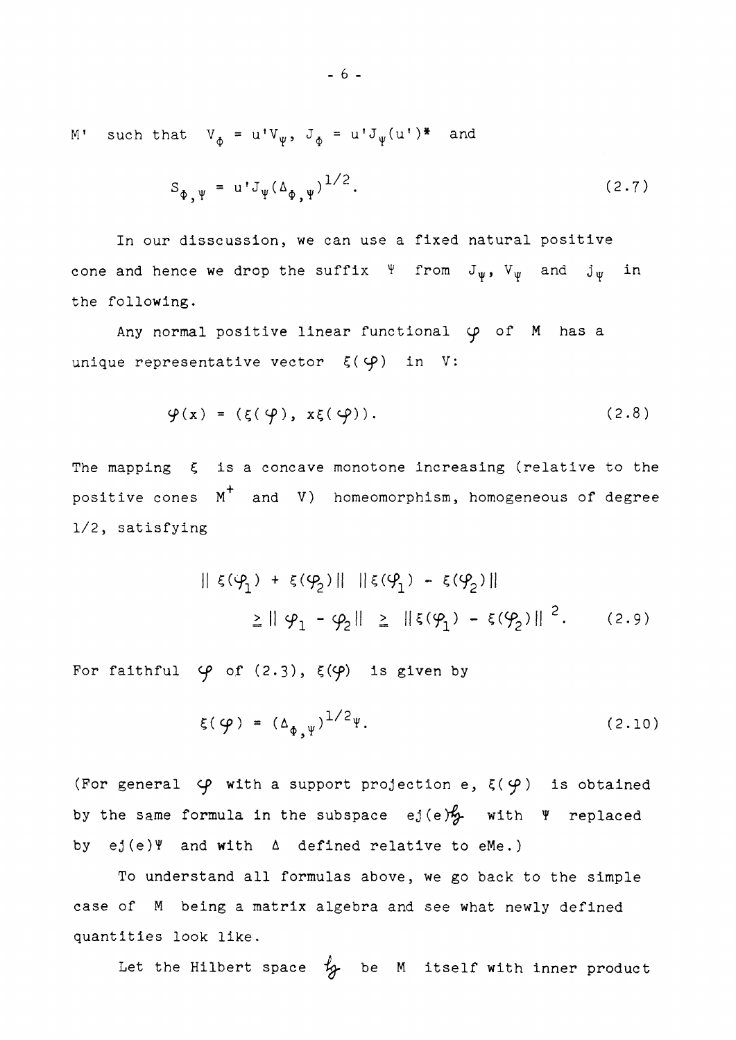$M'$ such that $V_\Phi = u'V_\Psi$, $J_\Phi = u'J_\Psi(u')^*$ and

$$S_{\Phi,\Psi} = u'J_\Psi(\Delta_{\Phi,\Psi})^{1/2}. \tag{2.7}$$

In our disscussion, we can use a fixed natural positive cone and hence we drop the suffix $\Psi$ from $J_\Psi$, $V_\Psi$ and $j_\Psi$ in the following.

Any normal positive linear functional $\varphi$ of $M$ has a unique representative vector $\xi(\varphi)$ in $V$:

$$\varphi(x) = (\xi(\varphi), x\xi(\varphi)). \tag{2.8}$$

The mapping $\xi$ is a concave monotone increasing (relative to the positive cones $M^+$ and $V$) homeomorphism, homogeneous of degree 1/2, satisfying

$$\|\xi(\varphi_1) + \xi(\varphi_2)\| \; \|\xi(\varphi_1) - \xi(\varphi_2)\| \geq \|\varphi_1 - \varphi_2\| \geq \|\xi(\varphi_1) - \xi(\varphi_2)\|^2. \tag{2.9}$$

For faithful $\varphi$ of (2.3), $\xi(\varphi)$ is given by

$$\xi(\varphi) = (\Delta_{\Phi,\Psi})^{1/2}\Psi. \tag{2.10}$$

(For general $\varphi$ with a support projection e, $\xi(\varphi)$ is obtained by the same formula in the subspace $ej(e)\mathfrak{H}$ with $\Psi$ replaced by $ej(e)\Psi$ and with $\Delta$ defined relative to $eMe$.)

To understand all formulas above, we go back to the simple case of $M$ being a matrix algebra and see what newly defined quantities look like.

Let the Hilbert space $\mathfrak{H}$ be $M$ itself with inner product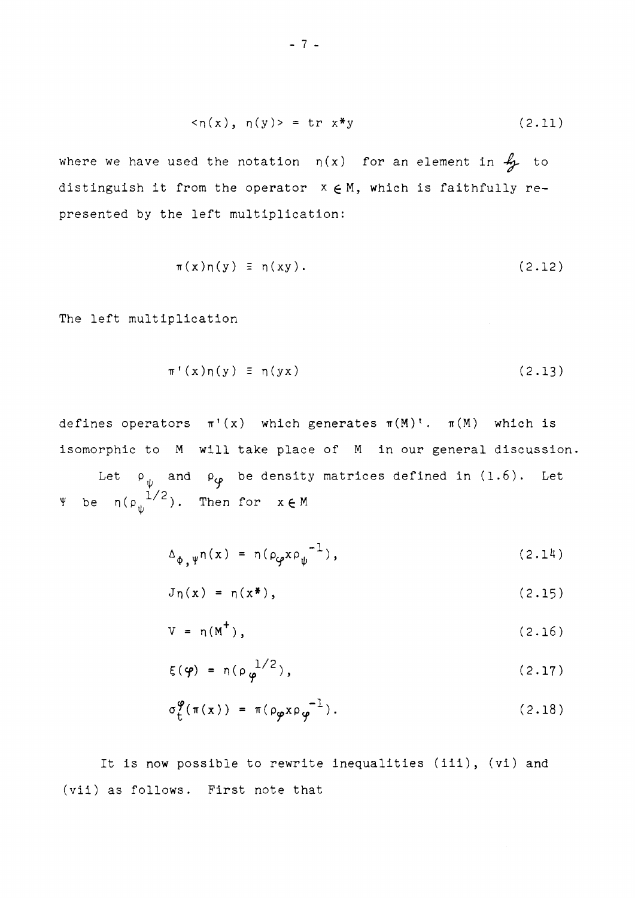$$\langle \eta(x),\ \eta(y) \rangle = \operatorname{tr} x^*y \tag{2.11}$$

where we have used the notation $\eta(x)$ for an element in $\mathfrak{H}$ to distinguish it from the operator $x \in M$, which is faithfully represented by the left multiplication:

$$\pi(x)\eta(y) \equiv \eta(xy). \tag{2.12}$$

The left multiplication

$$\pi'(x)\eta(y) \equiv \eta(yx) \tag{2.13}$$

defines operators $\pi'(x)$ which generates $\pi(M)'$. $\pi(M)$ which is isomorphic to $M$ will take place of $M$ in our general discussion.

Let $\rho_\psi$ and $\rho_\varphi$ be density matrices defined in (1.6). Let $\Psi$ be $\eta(\rho_\psi{}^{1/2})$. Then for $x \in M$

$$\Delta_{\Phi,\Psi}\eta(x) = \eta(\rho_\varphi x \rho_\psi{}^{-1}), \tag{2.14}$$

$$J\eta(x) = \eta(x^*), \tag{2.15}$$

$$V = \eta(M^+), \tag{2.16}$$

$$\xi(\varphi) = \eta(\rho_\varphi{}^{1/2}), \tag{2.17}$$

$$\sigma_t^\varphi(\pi(x)) = \pi(\rho_\varphi x \rho_\varphi{}^{-1}). \tag{2.18}$$

It is now possible to rewrite inequalities (iii), (vi) and (vii) as follows. First note that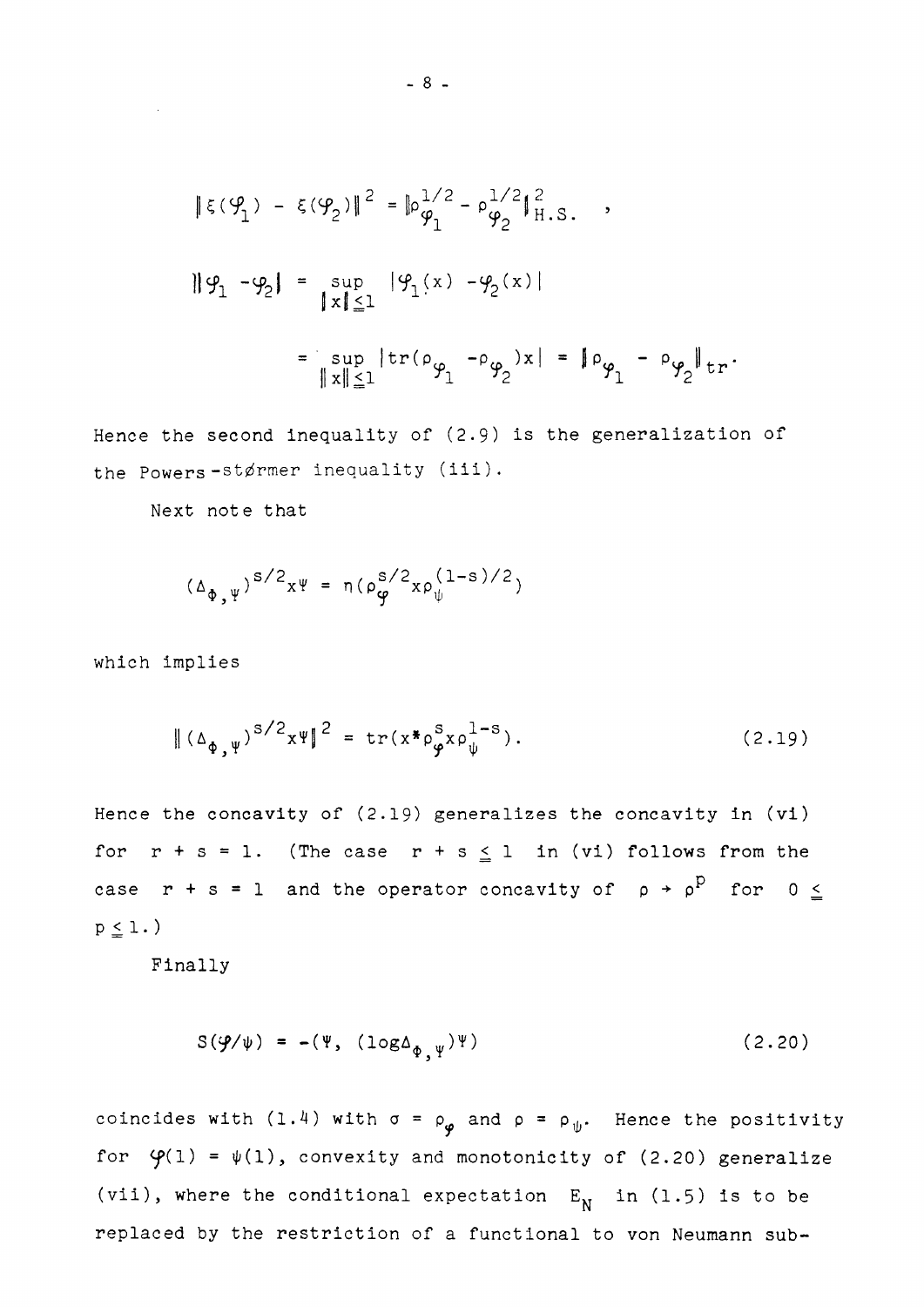$$\|\xi(\varphi_1) - \xi(\varphi_2)\|^2 = \|\rho_{\varphi_1}^{1/2} - \rho_{\varphi_2}^{1/2}\|_{H.S.}^2 \quad ,$$

$$\|\varphi_1 - \varphi_2\| = \sup_{\|x\| \leq 1} |\varphi_1(x) - \varphi_2(x)|$$

$$= \sup_{\|x\| \leq 1} |tr(\rho_{\varphi_1} - \rho_{\varphi_2})x| = \|\rho_{\varphi_1} - \rho_{\varphi_2}\|_{tr}.$$

Hence the second inequality of (2.9) is the generalization of the Powers-størmer inequality (iii).

Next note that

$$(\Delta_{\Phi,\Psi})^{s/2} x\Psi = \eta(\rho_{\varphi}^{s/2} x \rho_{\psi}^{(1-s)/2})$$

which implies

$$\|(\Delta_{\Phi,\Psi})^{s/2} x\Psi\|^2 = tr(x^* \rho_{\varphi}^{s} x \rho_{\psi}^{1-s}). \tag{2.19}$$

Hence the concavity of (2.19) generalizes the concavity in (vi) for $r + s = 1$. (The case $r + s \leq 1$ in (vi) follows from the case $r + s = 1$ and the operator concavity of $\rho \to \rho^p$ for $0 \leq p \leq 1$.)

Finally

$$S(\varphi/\psi) = -(\Psi, (\log \Delta_{\Phi,\Psi})\Psi) \tag{2.20}$$

coincides with (1.4) with $\sigma = \rho_{\varphi}$ and $\rho = \rho_{\psi}$. Hence the positivity for $\varphi(1) = \psi(1)$, convexity and monotonicity of (2.20) generalize (vii), where the conditional expectation $E_N$ in (1.5) is to be replaced by the restriction of a functional to von Neumann sub-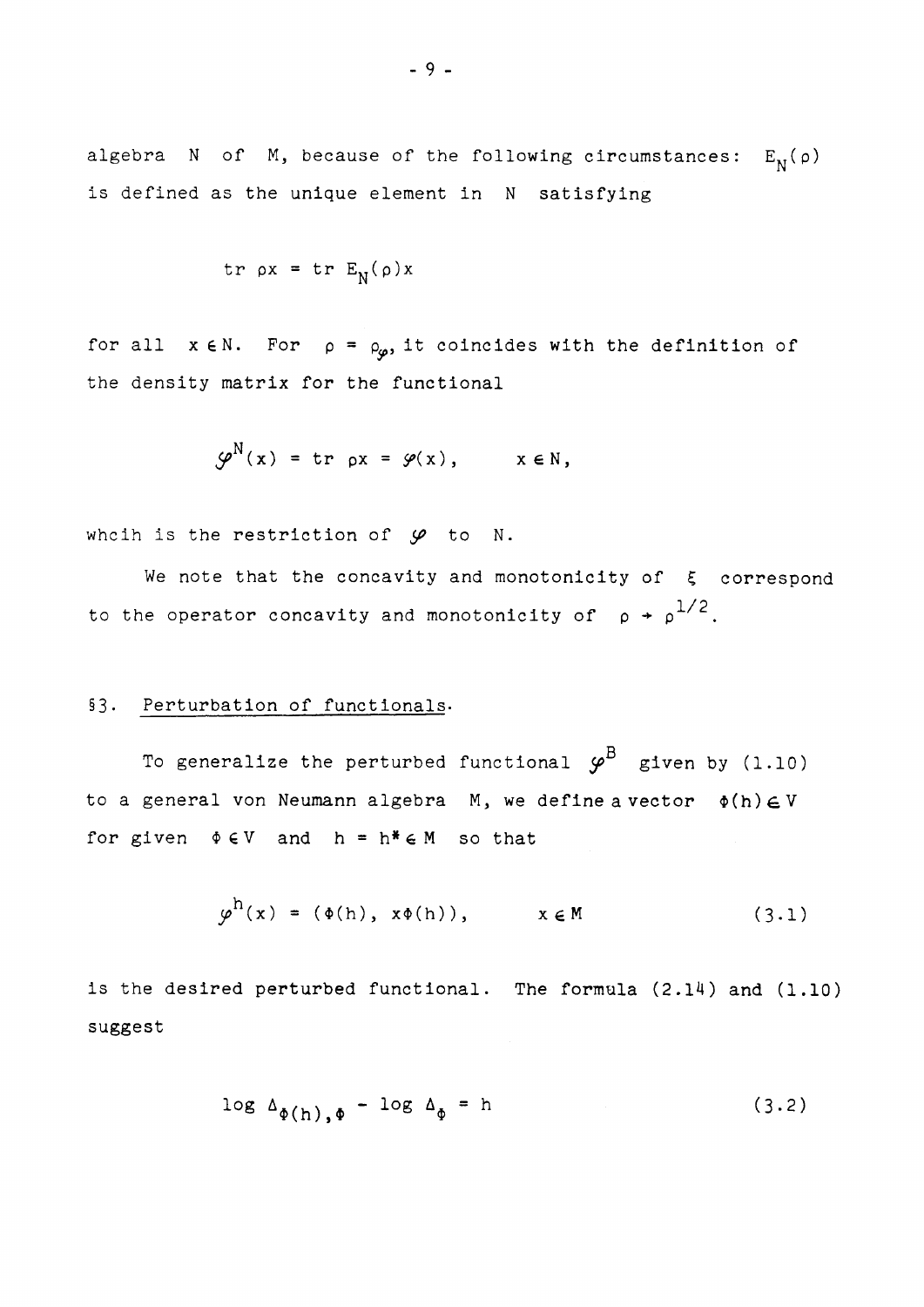algebra $N$ of $M$, because of the following circumstances: $E_N(\rho)$ is defined as the unique element in $N$ satisfying

$$\operatorname{tr} \rho x = \operatorname{tr} E_N(\rho) x$$

for all $x \in N$. For $\rho = \rho_{\varphi}$, it coincides with the definition of the density matrix for the functional

$$\varphi^N(x) = \operatorname{tr} \rho x = \varphi(x), \qquad x \in N,$$

whcih is the restriction of $\varphi$ to $N$.

We note that the concavity and monotonicity of $\xi$ correspond to the operator concavity and monotonicity of $\rho \to \rho^{1/2}$.

## §3. Perturbation of functionals.

To generalize the perturbed functional $\varphi^B$ given by (1.10) to a general von Neumann algebra $M$, we define a vector $\Phi(h) \in V$ for given $\Phi \in V$ and $h = h^* \in M$ so that

$$\varphi^h(x) = (\Phi(h), x\Phi(h)), \qquad x \in M \tag{3.1}$$

is the desired perturbed functional. The formula (2.14) and (1.10) suggest

$$\log \Delta_{\Phi(h),\Phi} - \log \Delta_{\Phi} = h \tag{3.2}$$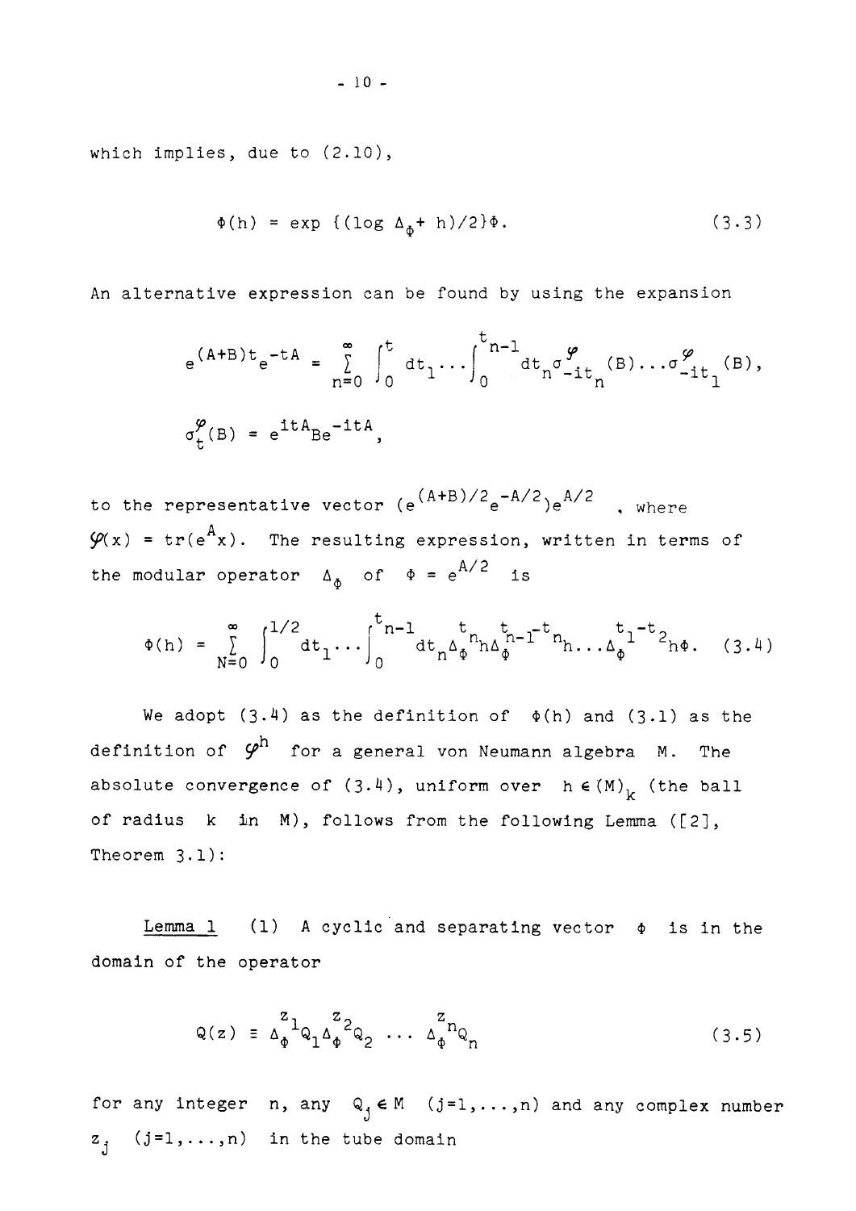which implies, due to (2.10),

$$\Phi(h) = \exp \{(\log \Delta_\Phi + h)/2\}\Phi. \tag{3.3}$$

An alternative expression can be found by using the expansion

$$e^{(A+B)t}e^{-tA} = \sum_{n=0}^{\infty} \int_0^t dt_1 \ldots \int_0^{t_{n-1}} dt_n \sigma^{\varphi}_{-it_n}(B) \ldots \sigma^{\varphi}_{-it_1}(B),$$

$$\sigma^{\varphi}_t(B) = e^{itA}Be^{-itA},$$

to the representative vector $(e^{(A+B)/2}e^{-A/2})e^{A/2}$, where $\varphi(x) = \mathrm{tr}(e^A x)$. The resulting expression, written in terms of the modular operator $\Delta_\Phi$ of $\Phi = e^{A/2}$ is

$$\Phi(h) = \sum_{N=0}^{\infty} \int_0^{1/2} dt_1 \ldots \int_0^{t_{n-1}} dt_n \Delta_\Phi^{t_n} h \Delta_\Phi^{t_{n-1}-t_n} h \ldots \Delta_\Phi^{t_1-t_2} h\Phi. \tag{3.4}$$

We adopt (3.4) as the definition of $\Phi(h)$ and (3.1) as the definition of $\varphi^h$ for a general von Neumann algebra $M$. The absolute convergence of (3.4), uniform over $h \in (M)_k$ (the ball of radius $k$ in $M$), follows from the following Lemma ([2], Theorem 3.1):

<u>Lemma 1</u> (1) A cyclic and separating vector $\Phi$ is in the domain of the operator

$$Q(z) \equiv \Delta_\Phi^{z_1} Q_1 \Delta_\Phi^{z_2} Q_2 \ldots \Delta_\Phi^{z_n} Q_n \tag{3.5}$$

for any integer $n$, any $Q_j \in M$ $(j=1,\ldots,n)$ and any complex number $z_j$ $(j=1,\ldots,n)$ in the tube domain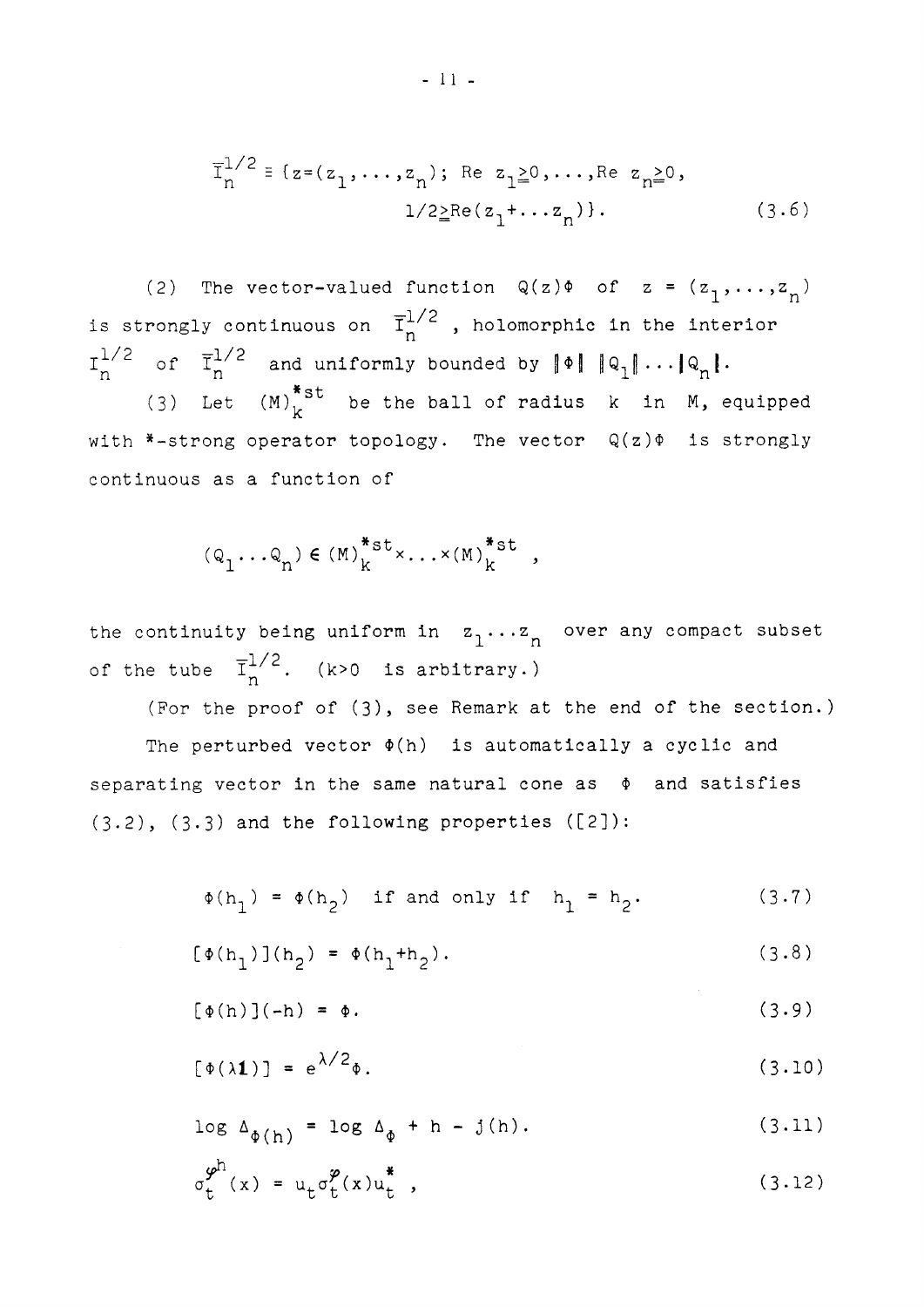$$\bar{I}_n^{1/2} \equiv \{z=(z_1,\ldots,z_n);\ \mathrm{Re}\ z_1 \geqq 0,\ldots,\mathrm{Re}\ z_n \geqq 0,\ 1/2 \geqq \mathrm{Re}(z_1+\ldots z_n)\}. \tag{3.6}$$

(2) The vector-valued function $Q(z)\Phi$ of $z = (z_1,\ldots,z_n)$ is strongly continuous on $\bar{I}_n^{1/2}$, holomorphic in the interior $I_n^{1/2}$ of $\bar{I}_n^{1/2}$ and uniformly bounded by $\|\Phi\|\ \|Q_1\|\cdots\|Q_n\|$.

(3) Let $(M)_k^{*st}$ be the ball of radius $k$ in $M$, equipped with *-strong operator topology. The vector $Q(z)\Phi$ is strongly continuous as a function of

$$(Q_1 \ldots Q_n) \in (M)_k^{*st} \times \ldots \times (M)_k^{*st}\ ,$$

the continuity being uniform in $z_1 \ldots z_n$ over any compact subset of the tube $\bar{I}_n^{1/2}$. ($k>0$ is arbitrary.)

(For the proof of (3), see Remark at the end of the section.)

The perturbed vector $\Phi(h)$ is automatically a cyclic and separating vector in the same natural cone as $\Phi$ and satisfies (3.2), (3.3) and the following properties ([2]):

$$\Phi(h_1) = \Phi(h_2) \text{ if and only if } h_1 = h_2. \tag{3.7}$$

$$[\Phi(h_1)](h_2) = \Phi(h_1+h_2). \tag{3.8}$$

$$[\Phi(h)](-h) = \Phi. \tag{3.9}$$

$$[\Phi(\lambda\mathbf{1})] = e^{\lambda/2}\Phi. \tag{3.10}$$

$$\log \Delta_{\Phi(h)} = \log \Delta_\Phi + h - j(h). \tag{3.11}$$

$$\sigma_t^{\varphi^h}(x) = u_t \sigma_t^{\varphi}(x) u_t^*\ , \tag{3.12}$$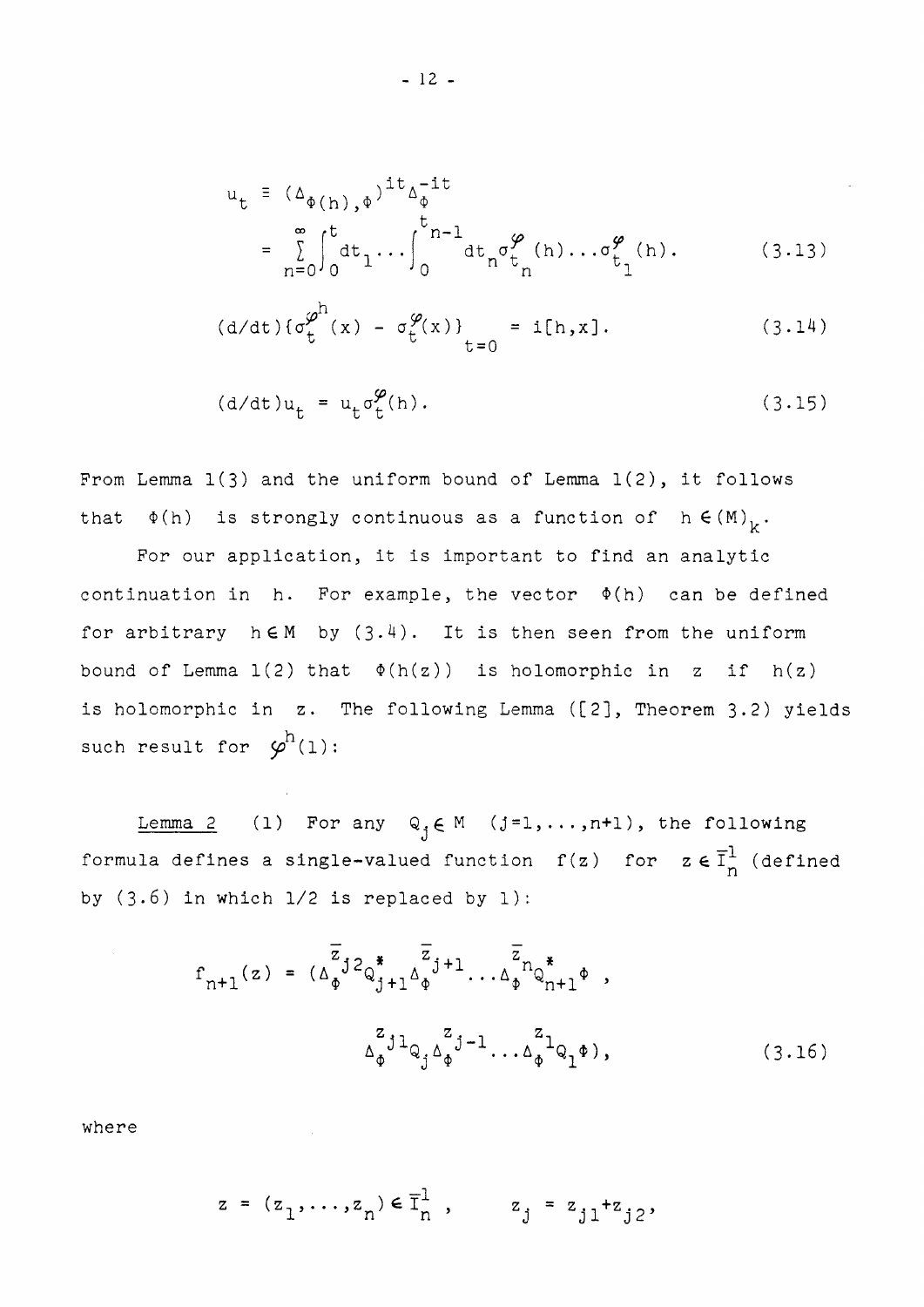$$u_t \equiv (\Delta_{\Phi(h),\Phi})^{it}\Delta_\Phi^{-it}$$

$$= \sum_{n=0}^{\infty}\int_0^t dt_1 \cdots \int_0^{t_{n-1}} dt_n \sigma_{t_n}^{\varphi}(h)\ldots\sigma_{t_1}^{\varphi}(h). \tag{3.13}$$

$$(d/dt)\{\sigma_t^{\varphi^h}(x) - \sigma_t^{\varphi}(x)\}_{t=0} = i[h,x]. \tag{3.14}$$

$$(d/dt)u_t = u_t\sigma_t^{\varphi}(h). \tag{3.15}$$

From Lemma 1(3) and the uniform bound of Lemma 1(2), it follows that $\Phi(h)$ is strongly continuous as a function of $h \in (M)_k$.

For our application, it is important to find an analytic continuation in $h$. For example, the vector $\Phi(h)$ can be defined for arbitrary $h \in M$ by (3.4). It is then seen from the uniform bound of Lemma 1(2) that $\Phi(h(z))$ is holomorphic in $z$ if $h(z)$ is holomorphic in $z$. The following Lemma ([2], Theorem 3.2) yields such result for $\varphi^h(1)$:

<u>Lemma 2</u> (1) For any $Q_j \in M$ $(j=1,\ldots,n+1)$, the following formula defines a single-valued function $f(z)$ for $z \in \bar{I}_n^1$ (defined by (3.6) in which 1/2 is replaced by 1):

$$f_{n+1}(z) = (\Delta_\Phi^{\bar{z}_{j2}}Q_{j+1}^*\Delta_\Phi^{\bar{z}_{j+1}}\cdots\Delta_\Phi^{\bar{z}_n}Q_{n+1}^*\Phi\ ,$$

$$\Delta_\Phi^{z_{j1}}Q_j\Delta_\Phi^{z_{j-1}}\cdots\Delta_\Phi^{z_1}Q_1\Phi), \tag{3.16}$$

where

$$z = (z_1,\ldots,z_n) \in \bar{I}_n^1\ , \qquad z_j = z_{j1} + z_{j2},$$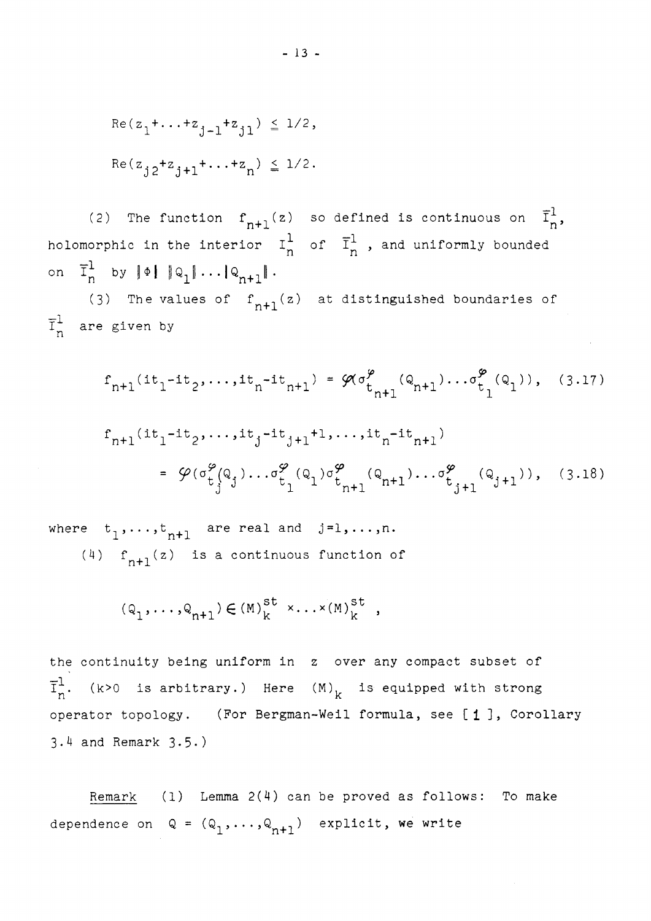$$\mathrm{Re}(z_1+\ldots+z_{j-1}+z_{j1}) \leq 1/2,$$

$$\mathrm{Re}(z_{j2}+z_{j+1}+\ldots+z_n) \leqq 1/2.$$

(2) The function $f_{n+1}(z)$ so defined is continuous on $\bar{I}_n^1$, holomorphic in the interior $I_n^1$ of $\bar{I}_n^1$, and uniformly bounded on $\bar{I}_n^1$ by $\|\phi\| \, \|Q_1\| \ldots \|Q_{n+1}\|$.

(3) The values of $f_{n+1}(z)$ at distinguished boundaries of $\bar{I}_n^1$ are given by

$$f_{n+1}(it_1-it_2,\ldots,it_n-it_{n+1}) = \varphi(\sigma_{t_{n+1}}^{\varphi}(Q_{n+1})\ldots\sigma_{t_1}^{\varphi}(Q_1)), \quad (3.17)$$

$$f_{n+1}(it_1-it_2,\ldots,it_j-it_{j+1}+1,\ldots,it_n-it_{n+1})$$
$$= \varphi(\sigma_{t_j}^{\varphi}(Q_j)\ldots\sigma_{t_1}^{\varphi}(Q_1)\sigma_{t_{n+1}}^{\varphi}(Q_{n+1})\ldots\sigma_{t_{j+1}}^{\varphi}(Q_{j+1})), \quad (3.18)$$

where $t_1,\ldots,t_{n+1}$ are real and $j=1,\ldots,n$.

(4) $f_{n+1}(z)$ is a continuous function of

$$(Q_1,\ldots,Q_{n+1}) \in (M)_k^{st} \times\ldots\times (M)_k^{st} ,$$

the continuity being uniform in $z$ over any compact subset of $\bar{I}_n^1$. ($k>0$ is arbitrary.) Here $(M)_k$ is equipped with strong operator topology. (For Bergman-Weil formula, see [1], Corollary 3.4 and Remark 3.5.)

Remark (1) Lemma 2(4) can be proved as follows: To make dependence on $Q = (Q_1,\ldots,Q_{n+1})$ explicit, we write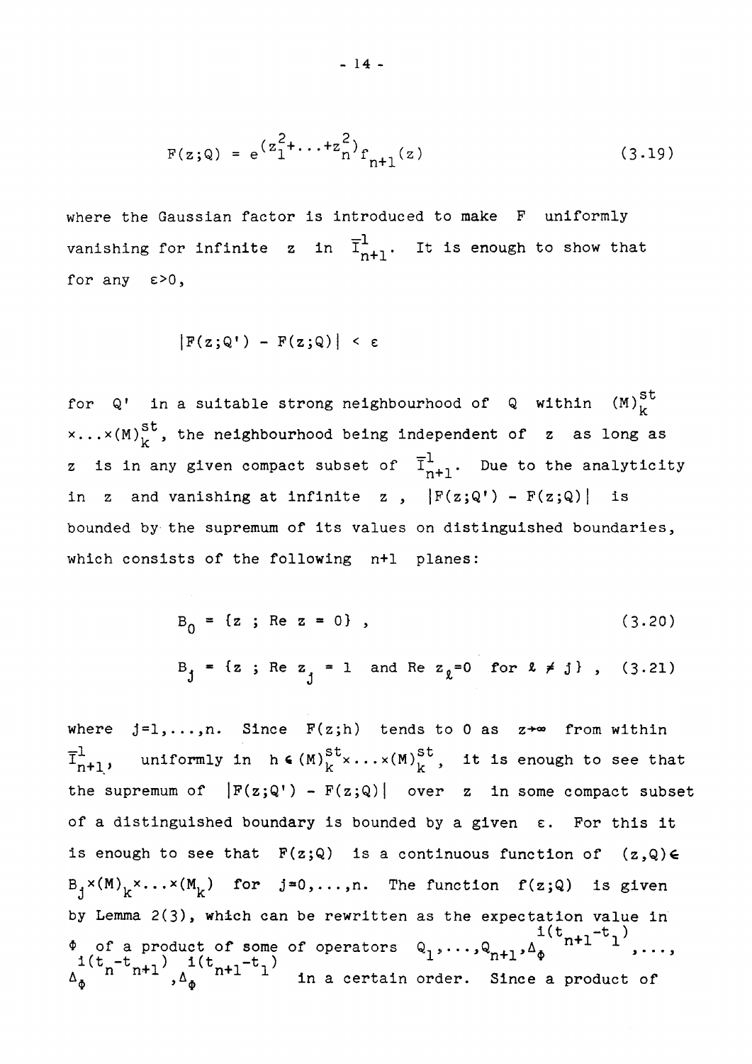$$F(z;Q) = e^{(z_1^2+\dots+z_n^2)} f_{n+1}(z) \tag{3.19}$$

where the Gaussian factor is introduced to make $F$ uniformly vanishing for infinite $z$ in $\bar{I}^1_{n+1}$. It is enough to show that for any $\varepsilon>0$,

$$|F(z;Q') - F(z;Q)| < \varepsilon$$

for $Q'$ in a suitable strong neighbourhood of $Q$ within $(M)^{st}_k \times \dots \times (M)^{st}_k$, the neighbourhood being independent of $z$ as long as $z$ is in any given compact subset of $\bar{I}^1_{n+1}$. Due to the analyticity in $z$ and vanishing at infinite $z$, $|F(z;Q') - F(z;Q)|$ is bounded by the supremum of its values on distinguished boundaries, which consists of the following $n+1$ planes:

$$B_0 = \{z \; ; \; \mathrm{Re}\; z = 0\} , \tag{3.20}$$

$$B_j = \{z \; ; \; \mathrm{Re}\; z_j = 1 \text{ and } \mathrm{Re}\; z_\ell = 0 \text{ for } \ell \neq j\} , \tag{3.21}$$

where $j=1,\dots,n$. Since $F(z;h)$ tends to 0 as $z \to \infty$ from within $\bar{I}^1_{n+1}$, uniformly in $h \in (M)^{st}_k \times \dots \times (M)^{st}_k$, it is enough to see that the supremum of $|F(z;Q') - F(z;Q)|$ over $z$ in some compact subset of a distinguished boundary is bounded by a given $\varepsilon$. For this it is enough to see that $F(z;Q)$ is a continuous function of $(z,Q) \in B_j \times (M)_k \times \dots \times (M_k)$ for $j=0,\dots,n$. The function $f(z;Q)$ is given by Lemma 2(3), which can be rewritten as the expectation value in $\Phi$ of a product of some of operators $Q_1,\dots,Q_{n+1}, \Delta_\Phi^{i(t_{n+1}-t_1)}, \dots, \Delta_\Phi^{i(t_n-t_{n+1})}, \Delta_\Phi^{i(t_{n+1}-t_1)}$ in a certain order. Since a product of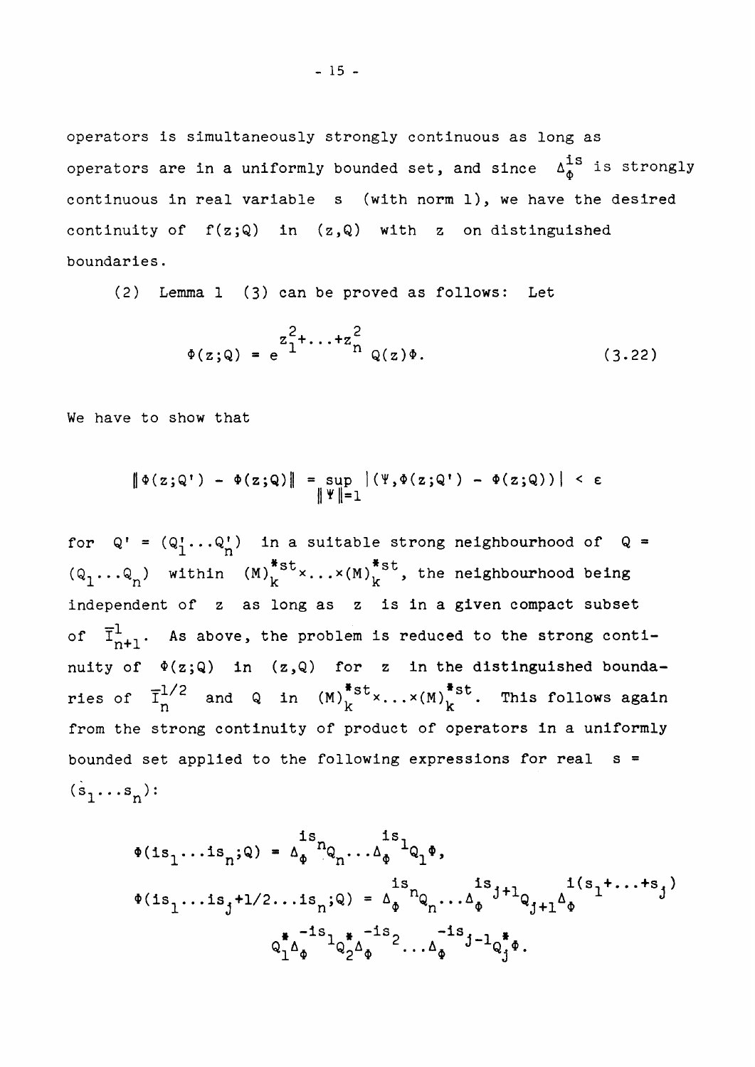operators is simultaneously strongly continuous as long as operators are in a uniformly bounded set, and since $\Delta_\Phi^{is}$ is strongly continuous in real variable $s$ (with norm 1), we have the desired continuity of $f(z;Q)$ in $(z,Q)$ with $z$ on distinguished boundaries.

(2) Lemma 1 (3) can be proved as follows: Let

$$\Phi(z;Q) = e^{z_1^2+\ldots+z_n^2} Q(z)\Phi. \tag{3.22}$$

We have to show that

$$\|\Phi(z;Q') - \Phi(z;Q)\| = \sup_{\|\Psi\|=1} |(\Psi,\Phi(z;Q') - \Phi(z;Q))| < \varepsilon$$

for $Q' = (Q_1'\ldots Q_n')$ in a suitable strong neighbourhood of $Q = (Q_1\ldots Q_n)$ within $(M)_k^{*st}\times\ldots\times(M)_k^{*st}$, the neighbourhood being independent of $z$ as long as $z$ is in a given compact subset of $\bar{I}_{n+1}^1$. As above, the problem is reduced to the strong continuity of $\Phi(z;Q)$ in $(z,Q)$ for $z$ in the distinguished boundaries of $\bar{I}_n^{1/2}$ and $Q$ in $(M)_k^{*st}\times\ldots\times(M)_k^{*st}$. This follows again from the strong continuity of product of operators in a uniformly bounded set applied to the following expressions for real $s = (s_1\ldots s_n)$:

$$\Phi(is_1\ldots is_n;Q) = \Delta_\Phi^{is_n}Q_n\ldots\Delta_\Phi^{is_1}Q_1\Phi,$$

$$\Phi(is_1\ldots is_j+1/2\ldots is_n;Q) = \Delta_\Phi^{is_n}Q_n\ldots\Delta_\Phi^{is_{j+1}}Q_{j+1}\Delta_\Phi^{i(s_1+\ldots+s_j)} Q_1^*\Delta_\Phi^{-is_1}Q_2^*\Delta_\Phi^{-is_2}\ldots\Delta_\Phi^{-is_{j-1}}Q_j^*\Phi.$$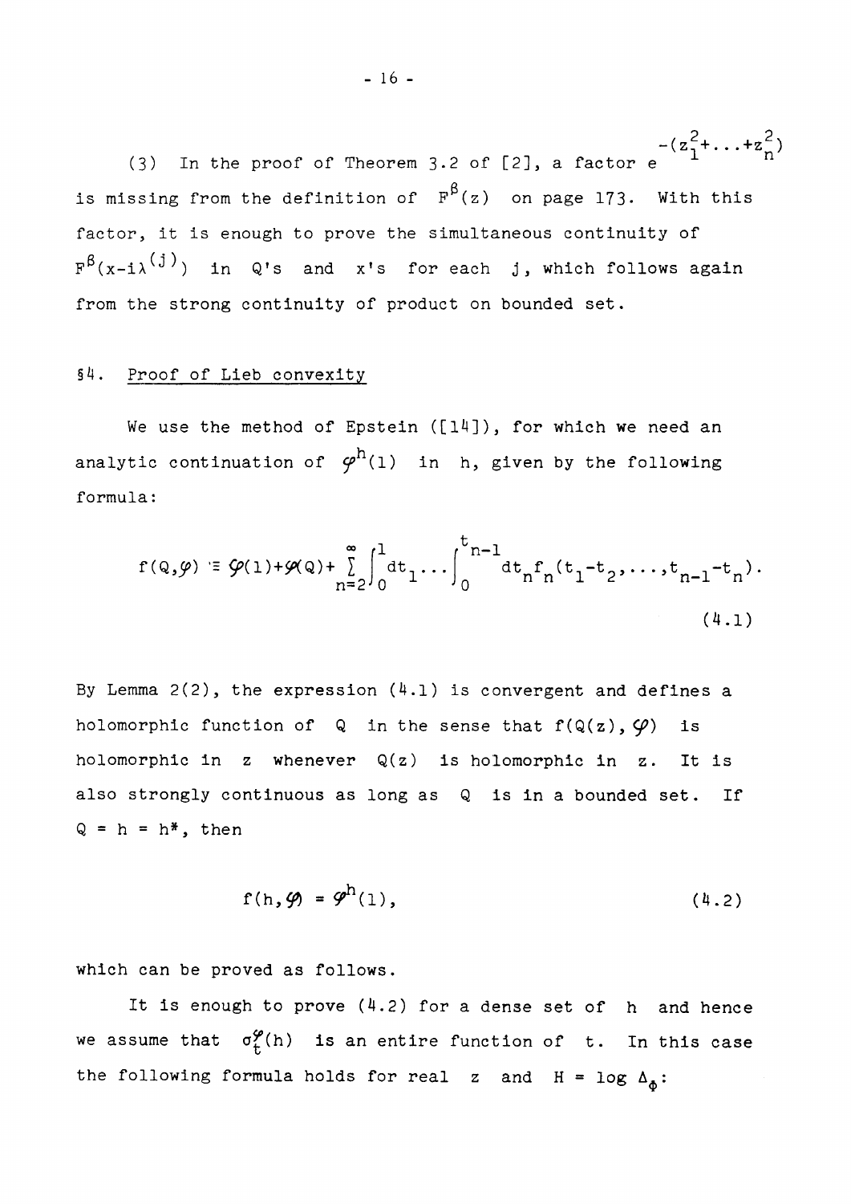(3) In the proof of Theorem 3.2 of [2], a factor $e^{-(z_1^2+\ldots+z_n^2)}$ is missing from the definition of $F^\beta(z)$ on page 173. With this factor, it is enough to prove the simultaneous continuity of $F^\beta(x-i\lambda^{(j)})$ in $Q$'s and $x$'s for each $j$, which follows again from the strong continuity of product on bounded set.

## §4. Proof of Lieb convexity

We use the method of Epstein ([14]), for which we need an analytic continuation of $\varphi^h(1)$ in $h$, given by the following formula:

$$f(Q,\varphi) \equiv \varphi(1)+\varphi(Q)+\sum_{n=2}^{\infty}\int_0^1 dt_1\ldots\int_0^{t_{n-1}} dt_n f_n(t_1-t_2,\ldots,t_{n-1}-t_n). \tag{4.1}$$

By Lemma 2(2), the expression (4.1) is convergent and defines a holomorphic function of $Q$ in the sense that $f(Q(z),\varphi)$ is holomorphic in $z$ whenever $Q(z)$ is holomorphic in $z$. It is also strongly continuous as long as $Q$ is in a bounded set. If $Q = h = h^*$, then

$$f(h,\varphi) = \varphi^h(1), \tag{4.2}$$

which can be proved as follows.

It is enough to prove (4.2) for a dense set of $h$ and hence we assume that $\sigma_t^\varphi(h)$ is an entire function of $t$. In this case the following formula holds for real $z$ and $H = \log \Delta_\Phi$: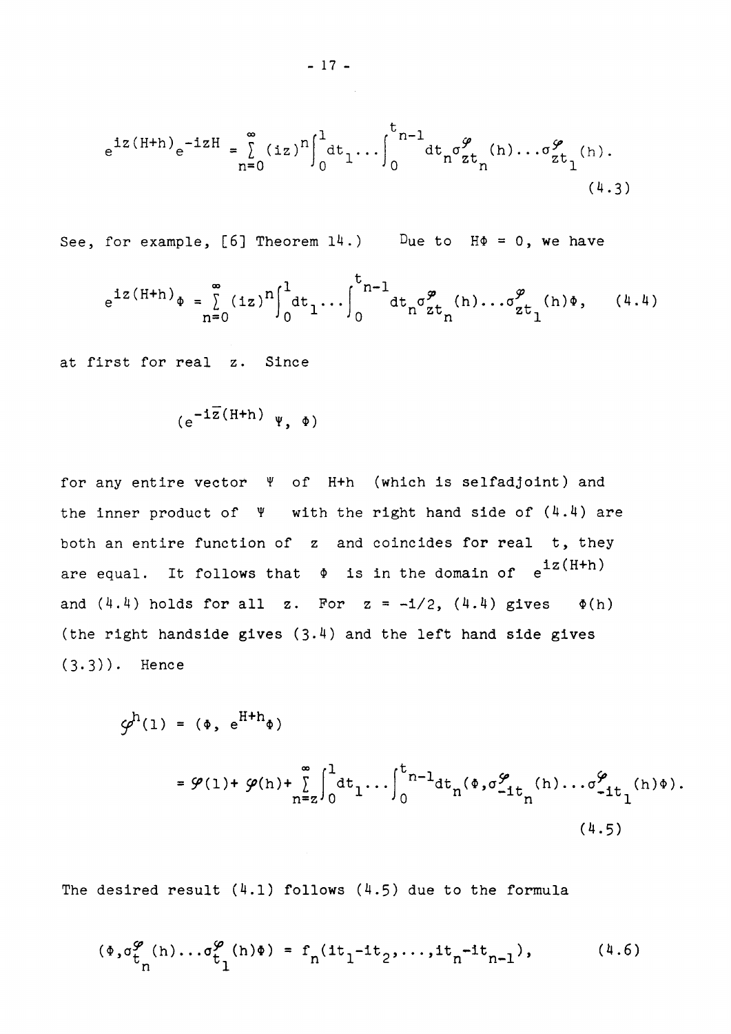$$e^{iz(H+h)}e^{-izH} = \sum_{n=0}^{\infty} (iz)^n \int_0^1 dt_1 \ldots \int_0^{t_{n-1}} dt_n \sigma^{\varphi}_{zt_n}(h) \ldots \sigma^{\varphi}_{zt_1}(h). \tag{4.3}$$

See, for example, [6] Theorem 14.) Due to $H\Phi = 0$, we have

$$e^{iz(H+h)}\Phi = \sum_{n=0}^{\infty} (iz)^n \int_0^1 dt_1 \ldots \int_0^{t_{n-1}} dt_n \sigma^{\varphi}_{zt_n}(h) \ldots \sigma^{\varphi}_{zt_1}(h)\Phi, \tag{4.4}$$

at first for real $z$. Since

$$(e^{-i\bar{z}(H+h)}\ \Psi,\ \Phi)$$

for any entire vector $\Psi$ of $H+h$ (which is selfadjoint) and the inner product of $\Psi$ with the right hand side of (4.4) are both an entire function of $z$ and coincides for real $t$, they are equal. It follows that $\Phi$ is in the domain of $e^{iz(H+h)}$ and (4.4) holds for all $z$. For $z = -i/2$, (4.4) gives $\Phi(h)$ (the right handside gives (3.4) and the left hand side gives (3.3)). Hence

$$\begin{aligned}\varphi^h(1) &= (\Phi,\ e^{H+h}\Phi) \\ &= \varphi(1) + \varphi(h) + \sum_{n=z}^{\infty} \int_0^1 dt_1 \ldots \int_0^{t_{n-1}} dt_n (\Phi, \sigma^{\varphi}_{-it_n}(h) \ldots \sigma^{\varphi}_{-it_1}(h)\Phi).\end{aligned} \tag{4.5}$$

The desired result (4.1) follows (4.5) due to the formula

$$(\Phi, \sigma^{\varphi}_{t_n}(h) \ldots \sigma^{\varphi}_{t_1}(h)\Phi) = f_n(it_1 - it_2, \ldots, it_n - it_{n-1}), \tag{4.6}$$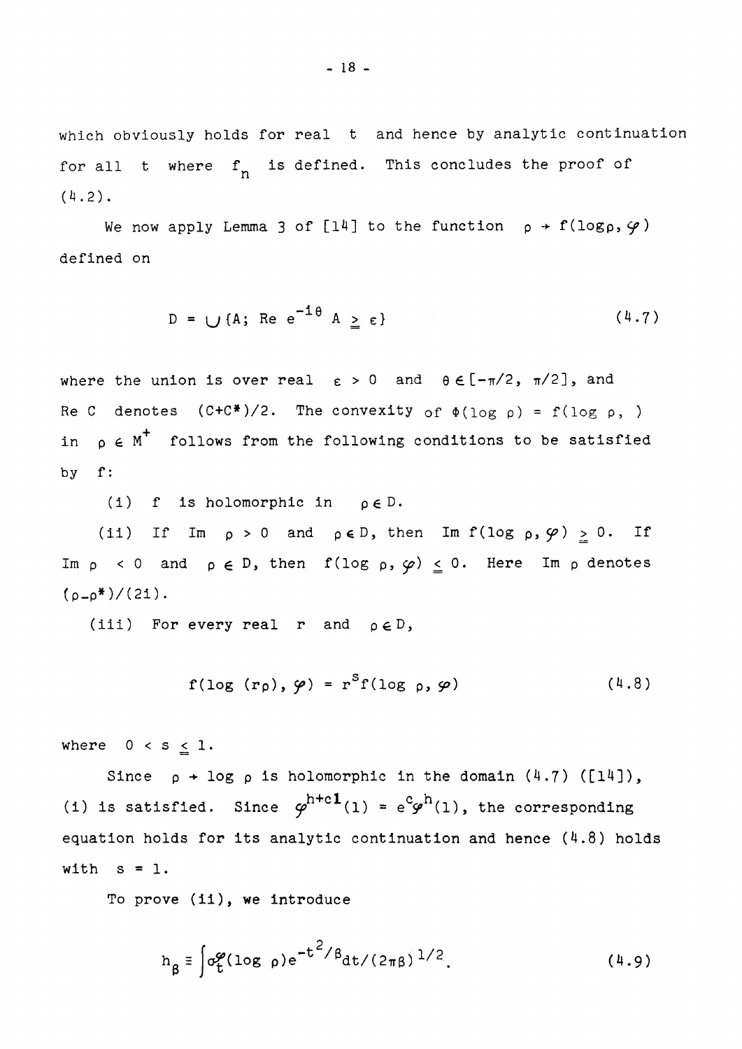which obviously holds for real $t$ and hence by analytic continuation for all $t$ where $f_n$ is defined. This concludes the proof of (4.2).

We now apply Lemma 3 of [14] to the function $\rho \to f(\log \rho, \varphi)$ defined on

$$D = \bigcup \{A;\ \mathrm{Re}\ e^{-i\theta} A \geqq \varepsilon\} \tag{4.7}$$

where the union is over real $\varepsilon > 0$ and $\theta \in [-\pi/2, \pi/2]$, and Re $C$ denotes $(C+C^*)/2$. The convexity of $\Phi(\log \rho) = f(\log \rho, \ )$ in $\rho \in M^+$ follows from the following conditions to be satisfied by $f$:

(i) $f$ is holomorphic in $\rho \in D$.

(ii) If Im $\rho > 0$ and $\rho \in D$, then Im $f(\log \rho, \varphi) \geqq 0$. If Im $\rho < 0$ and $\rho \in D$, then $f(\log \rho, \varphi) \leqq 0$. Here Im $\rho$ denotes $(\rho - \rho^*)/(2i)$.

(iii) For every real $r$ and $\rho \in D$,

$$f(\log (r\rho), \varphi) = r^s f(\log \rho, \varphi) \tag{4.8}$$

where $0 < s \leqq 1$.

Since $\rho \to \log \rho$ is holomorphic in the domain (4.7) ([14]), (i) is satisfied. Since $\varphi^{h+c\mathbf{1}}(1) = e^c \varphi^h(1)$, the corresponding equation holds for its analytic continuation and hence (4.8) holds with $s = 1$.

To prove (ii), we introduce

$$h_\beta \equiv \int \sigma_t^\varphi(\log \rho) e^{-t^2/\beta} dt/(2\pi\beta)^{1/2}. \tag{4.9}$$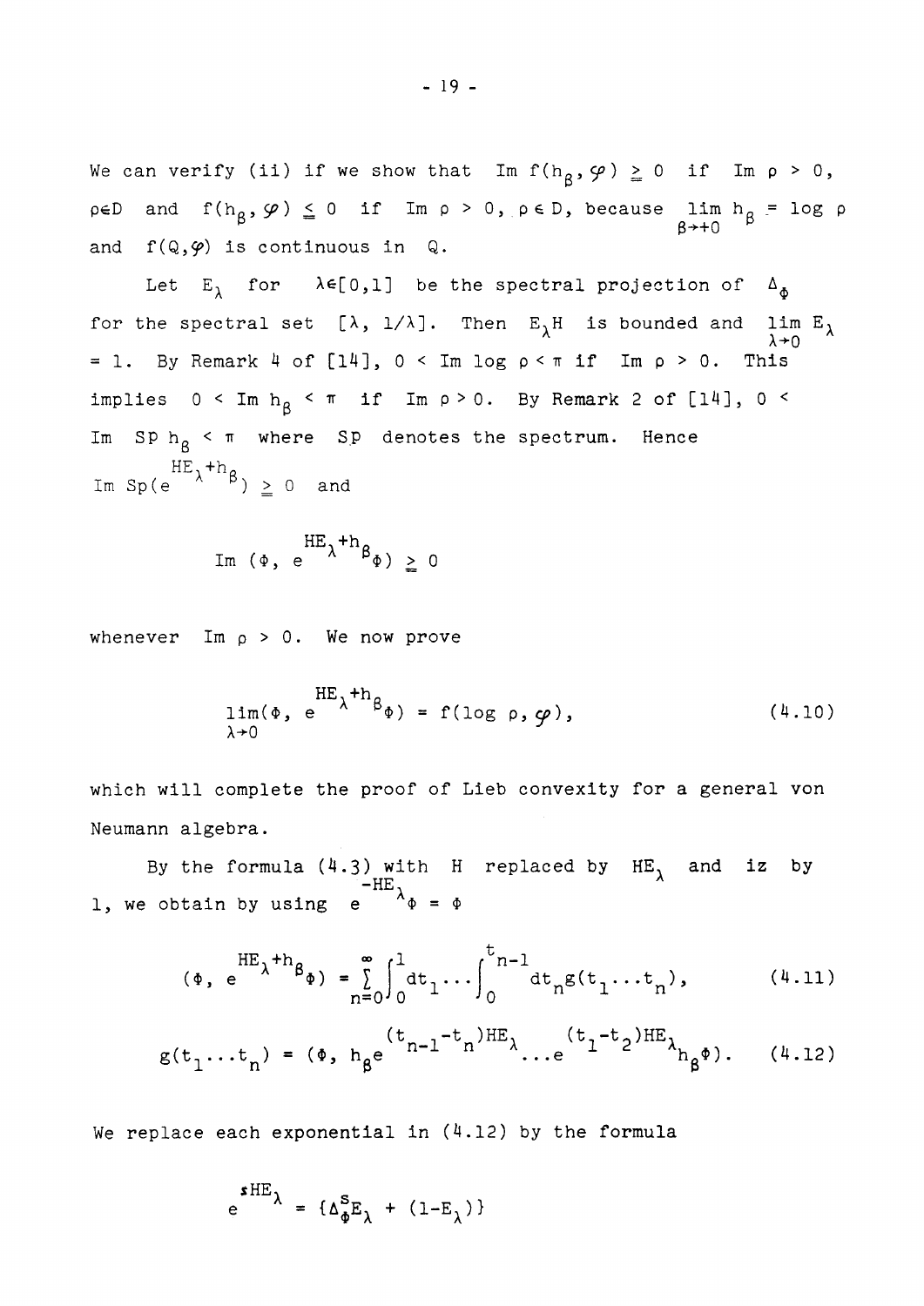We can verify (ii) if we show that $\operatorname{Im} f(h_\beta, \varphi) \geqq 0$ if $\operatorname{Im} \rho > 0$, $\rho \in D$ and $f(h_\beta, \varphi) \leqq 0$ if $\operatorname{Im} \rho > 0$, $\rho \in D$, because $\lim_{\beta \to +0} h_\beta = \log \rho$ and $f(Q, \varphi)$ is continuous in $Q$.

Let $E_\lambda$ for $\lambda \in [0,1]$ be the spectral projection of $\Delta_\Phi$ for the spectral set $[\lambda, 1/\lambda]$. Then $E_\lambda H$ is bounded and $\lim_{\lambda \to 0} E_\lambda = 1$. By Remark 4 of [14], $0 < \operatorname{Im} \log \rho < \pi$ if $\operatorname{Im} \rho > 0$. This implies $0 < \operatorname{Im} h_\beta < \pi$ if $\operatorname{Im} \rho > 0$. By Remark 2 of [14], $0 < \operatorname{Im} \operatorname{Sp} h_\beta < \pi$ where $\operatorname{Sp}$ denotes the spectrum. Hence $\operatorname{Im} \operatorname{Sp}(e^{HE_\lambda + h_\beta}) \geqq 0$ and

$$\operatorname{Im} (\Phi, e^{HE_\lambda + h_\beta}\Phi) \geqq 0$$

whenever $\operatorname{Im} \rho > 0$. We now prove

$$\lim_{\lambda \to 0} (\Phi, e^{HE_\lambda + h_\beta}\Phi) = f(\log \rho, \varphi), \tag{4.10}$$

which will complete the proof of Lieb convexity for a general von Neumann algebra.

By the formula (4.3) with $H$ replaced by $HE_\lambda$ and $iz$ by 1, we obtain by using $e^{-HE_\lambda}\Phi = \Phi$

$$(\Phi, e^{HE_\lambda + h_\beta}\Phi) = \sum_{n=0}^{\infty} \int_0^1 dt_1 \cdots \int_0^{t_{n-1}} dt_n g(t_1 \ldots t_n), \tag{4.11}$$

$$g(t_1 \ldots t_n) = (\Phi, h_\beta e^{(t_{n-1} - t_n)HE_\lambda} \cdots e^{(t_1 - t_2)HE_\lambda} h_\beta \Phi). \tag{4.12}$$

We replace each exponential in (4.12) by the formula

$$e^{sHE_\lambda} = \{\Delta_\Phi^s E_\lambda + (1 - E_\lambda)\}$$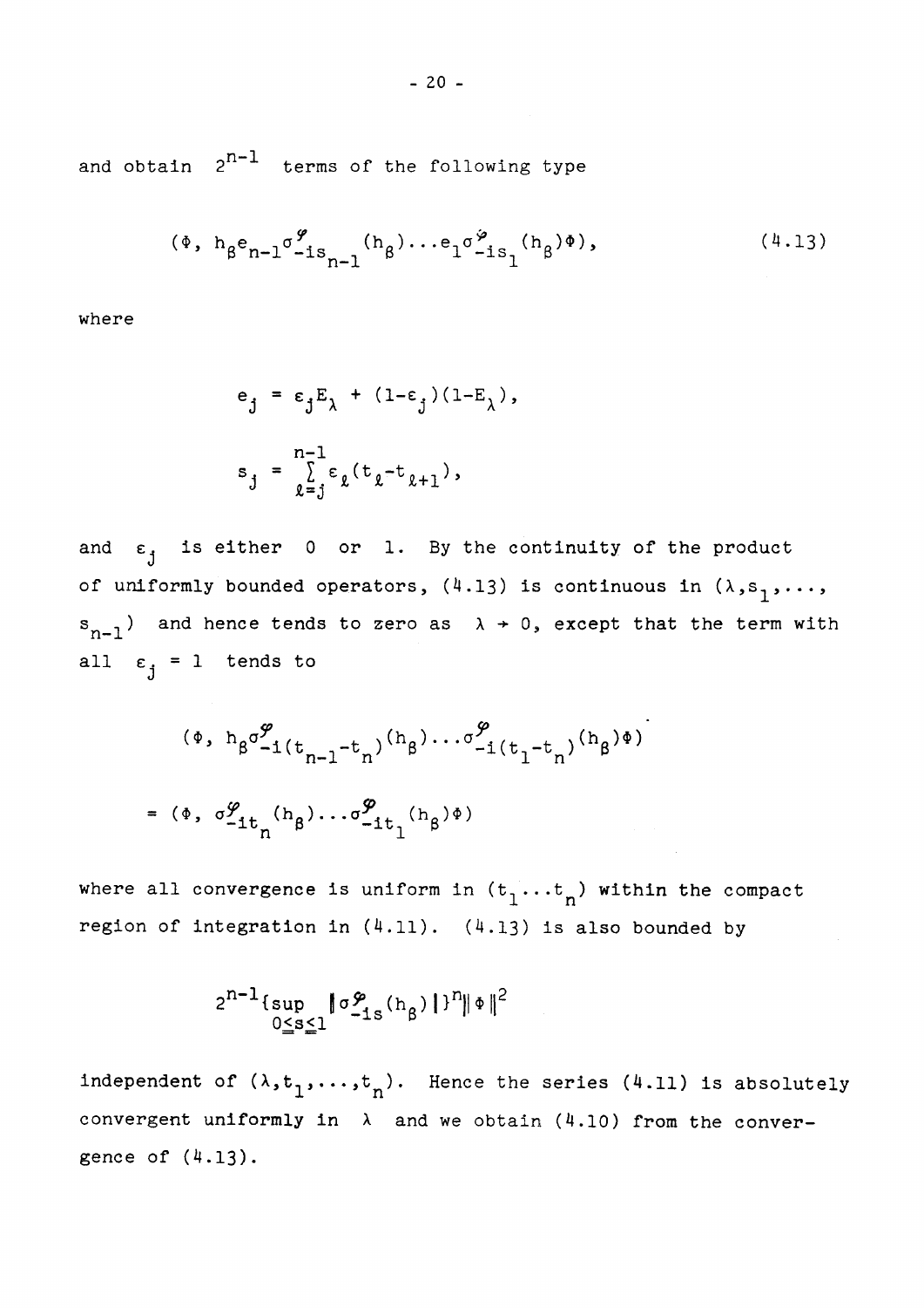and obtain $2^{n-1}$ terms of the following type

$$(\Phi,\ h_\beta e_{n-1} \sigma^{\varphi}_{-is_{n-1}}(h_\beta) \ldots e_1 \sigma^{\varphi}_{-is_1}(h_\beta)\Phi), \tag{4.13}$$

where

$$e_j = \varepsilon_j E_\lambda + (1-\varepsilon_j)(1-E_\lambda),$$

$$s_j = \sum_{\ell=j}^{n-1} \varepsilon_\ell (t_\ell - t_{\ell+1}),$$

and $\varepsilon_j$ is either 0 or 1. By the continuity of the product of uniformly bounded operators, (4.13) is continuous in $(\lambda, s_1, \ldots, s_{n-1})$ and hence tends to zero as $\lambda \to 0$, except that the term with all $\varepsilon_j = 1$ tends to

$$(\Phi,\ h_\beta \sigma^{\varphi}_{-i(t_{n-1}-t_n)}(h_\beta) \ldots \sigma^{\varphi}_{-i(t_1-t_n)}(h_\beta)\Phi)$$

$$= (\Phi,\ \sigma^{\varphi}_{-it_n}(h_\beta) \ldots \sigma^{\varphi}_{-it_1}(h_\beta)\Phi)$$

where all convergence is uniform in $(t_1 \ldots t_n)$ within the compact region of integration in (4.11). (4.13) is also bounded by

$$2^{n-1}\{\sup_{0 \leq s \leq 1} \|\sigma^{\varphi}_{-is}(h_\beta)\|\}^n \|\Phi\|^2$$

independent of $(\lambda, t_1, \ldots, t_n)$. Hence the series (4.11) is absolutely convergent uniformly in $\lambda$ and we obtain (4.10) from the convergence of (4.13).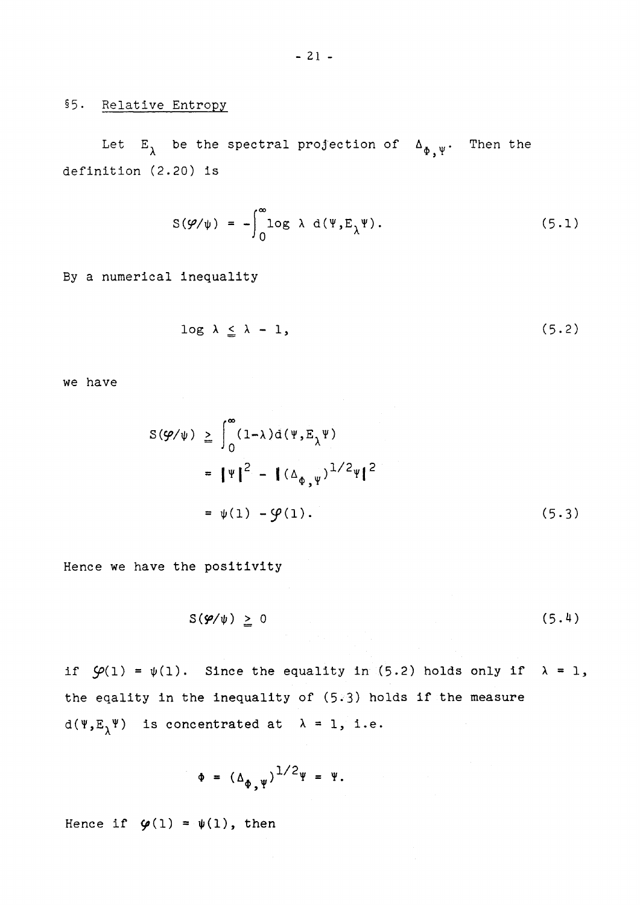## §5. Relative Entropy

Let $E_\lambda$ be the spectral projection of $\Delta_{\Phi,\Psi}$. Then the definition (2.20) is

$$S(\varphi/\psi) = -\int_0^\infty \log \lambda \; d(\Psi, E_\lambda \Psi). \tag{5.1}$$

By a numerical inequality

$$\log \lambda \leqq \lambda - 1, \tag{5.2}$$

we have

$$\begin{aligned} S(\varphi/\psi) &\geqq \int_0^\infty (1-\lambda) d(\Psi, E_\lambda \Psi) \\ &= \|\Psi\|^2 - \|(\Delta_{\Phi,\Psi})^{1/2}\Psi\|^2 \\ &= \psi(1) - \varphi(1). \end{aligned} \tag{5.3}$$

Hence we have the positivity

$$S(\varphi/\psi) \geqq 0 \tag{5.4}$$

if $\varphi(1) = \psi(1)$. Since the equality in (5.2) holds only if $\lambda = 1$, the eqality in the inequality of (5.3) holds if the measure $d(\Psi, E_\lambda \Psi)$ is concentrated at $\lambda = 1$, i.e.

$$\Phi = (\Delta_{\Phi,\Psi})^{1/2}\Psi = \Psi.$$

Hence if $\varphi(1) = \psi(1)$, then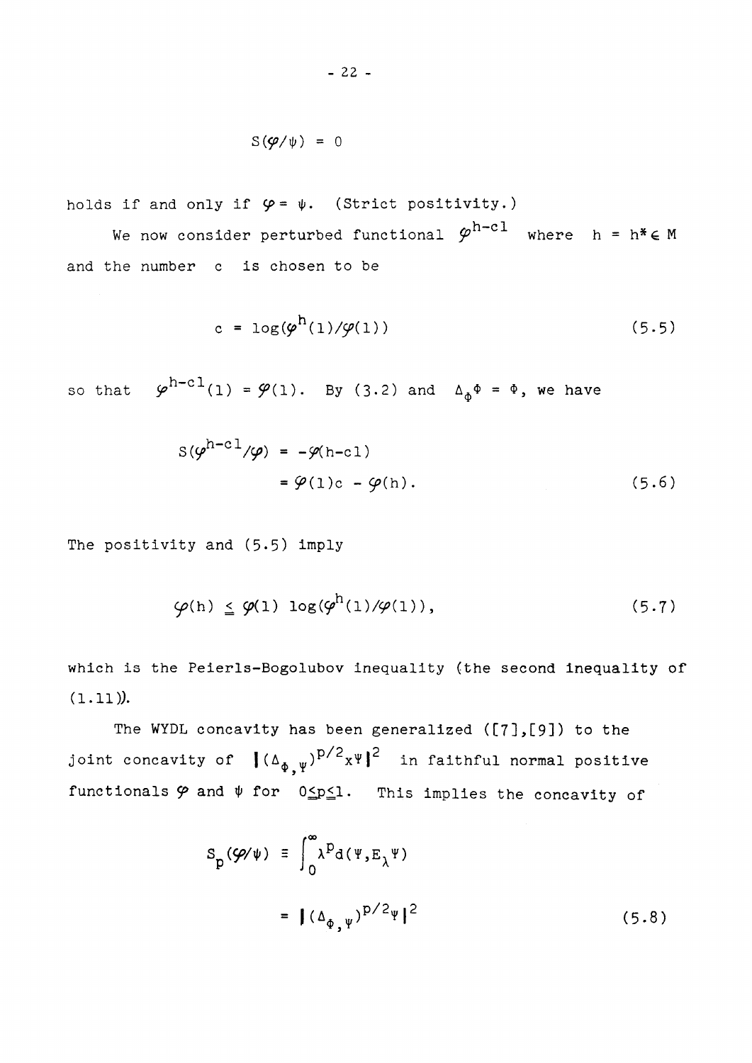$$S(\varphi/\psi) = 0$$

holds if and only if $\varphi = \psi$. (Strict positivity.)

We now consider perturbed functional $\varphi^{h-c1}$ where $h = h^* \in M$ and the number $c$ is chosen to be

$$c = \log(\varphi^h(1)/\varphi(1)) \tag{5.5}$$

so that $\varphi^{h-c1}(1) = \varphi(1)$. By (3.2) and $\Delta_\Phi \Phi = \Phi$, we have

$$\begin{aligned} S(\varphi^{h-c1}/\varphi) &= -\varphi(h-c1) \\ &= \varphi(1)c - \varphi(h). \end{aligned} \tag{5.6}$$

The positivity and (5.5) imply

$$\varphi(h) \leq \varphi(1) \log(\varphi^h(1)/\varphi(1)), \tag{5.7}$$

which is the Peierls-Bogolubov inequality (the second inequality of (1.11)).

The WYDL concavity has been generalized ([7],[9]) to the joint concavity of $\|(\Delta_{\Phi,\Psi})^{p/2} x\Psi\|^2$ in faithful normal positive functionals $\varphi$ and $\psi$ for $0 \leq p \leq 1$. This implies the concavity of

$$\begin{aligned} S_p(\varphi/\psi) &\equiv \int_0^\infty \lambda^p d(\Psi, E_\lambda \Psi) \\ &= \|(\Delta_{\Phi,\Psi})^{p/2} \Psi\|^2 \end{aligned} \tag{5.8}$$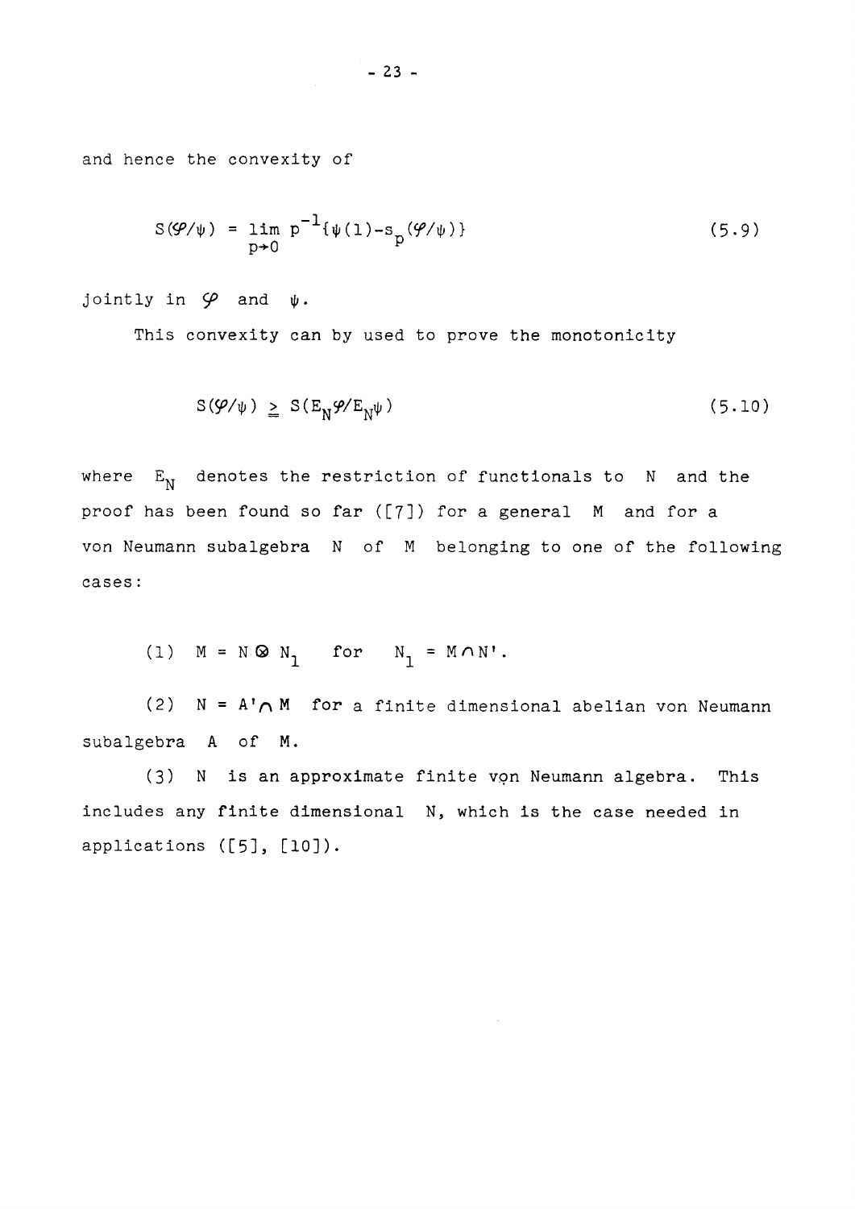and hence the convexity of

$$S(\varphi/\psi) = \lim_{p \to 0} p^{-1}\{\psi(1) - s_p(\varphi/\psi)\} \tag{5.9}$$

jointly in $\varphi$ and $\psi$.

This convexity can by used to prove the monotonicity

$$S(\varphi/\psi) \geqq S(E_N\varphi/E_N\psi) \tag{5.10}$$

where $E_N$ denotes the restriction of functionals to $N$ and the proof has been found so far ([7]) for a general $M$ and for a von Neumann subalgebra $N$ of $M$ belonging to one of the following cases:

(1) $M = N \otimes N_1$ for $N_1 = M \cap N'$.

(2) $N = A' \cap M$ for a finite dimensional abelian von Neumann subalgebra $A$ of $M$.

(3) $N$ is an approximate finite von Neumann algebra. This includes any finite dimensional $N$, which is the case needed in applications ([5], [10]).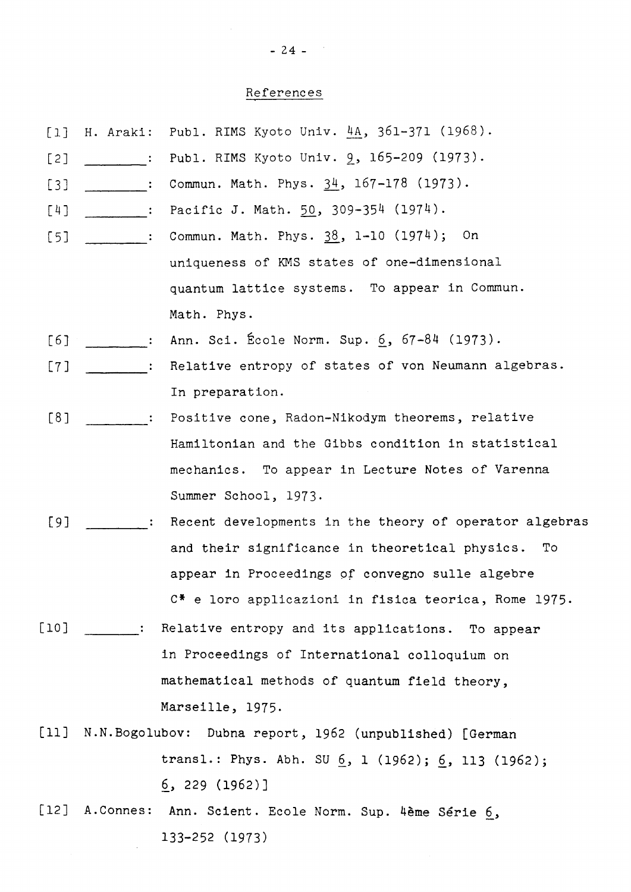## References

[1] H. Araki: Publ. RIMS Kyoto Univ. 4A, 361-371 (1968).

[2] ________: Publ. RIMS Kyoto Univ. 9, 165-209 (1973).

[3] ________: Commun. Math. Phys. 34, 167-178 (1973).

[4] ________: Pacific J. Math. 50, 309-354 (1974).

[5] ________: Commun. Math. Phys. 38, 1-10 (1974); On uniqueness of KMS states of one-dimensional quantum lattice systems. To appear in Commun. Math. Phys.

[6] ________: Ann. Sci. École Norm. Sup. 6, 67-84 (1973).

[7] ________: Relative entropy of states of von Neumann algebras. In preparation.

[8] ________: Positive cone, Radon-Nikodym theorems, relative Hamiltonian and the Gibbs condition in statistical mechanics. To appear in Lecture Notes of Varenna Summer School, 1973.

[9] ________: Recent developments in the theory of operator algebras and their significance in theoretical physics. To appear in Proceedings of convegno sulle algebre C* e loro applicazioni in fisica teorica, Rome 1975.

[10] ________: Relative entropy and its applications. To appear in Proceedings of International colloquium on mathematical methods of quantum field theory, Marseille, 1975.

[11] N.N.Bogolubov: Dubna report, 1962 (unpublished) [German transl.: Phys. Abh. SU 6, 1 (1962); 6, 113 (1962); 6, 229 (1962)]

[12] A.Connes: Ann. Scient. Ecole Norm. Sup. 4ème Série 6, 133-252 (1973)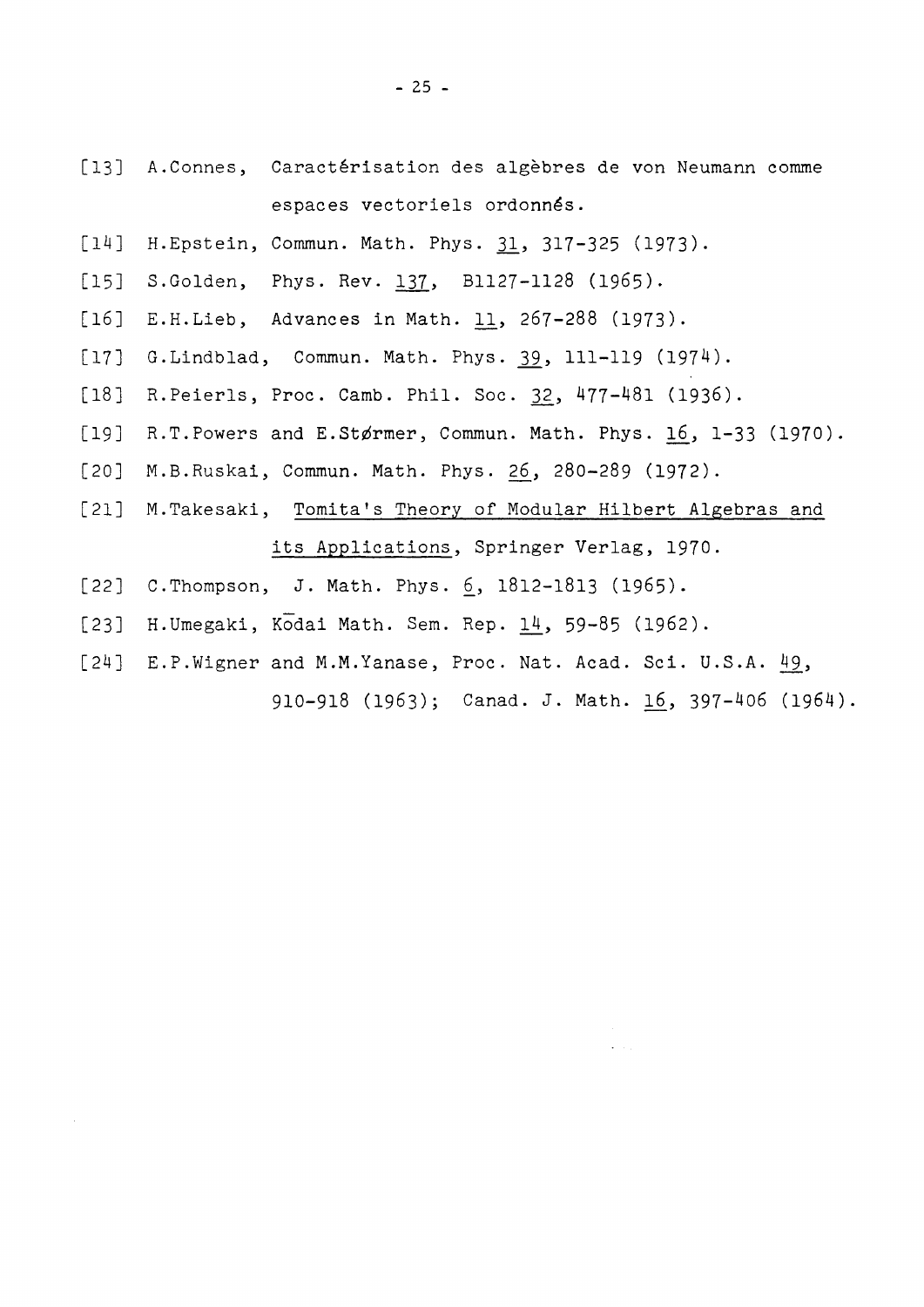[13] A.Connes, Caractérisation des algèbres de von Neumann comme espaces vectoriels ordonnés.

[14] H.Epstein, Commun. Math. Phys. 31, 317-325 (1973).

[15] S.Golden, Phys. Rev. 137, B1127-1128 (1965).

[16] E.H.Lieb, Advances in Math. 11, 267-288 (1973).

[17] G.Lindblad, Commun. Math. Phys. 39, 111-119 (1974).

[18] R.Peierls, Proc. Camb. Phil. Soc. 32, 477-481 (1936).

[19] R.T.Powers and E.Størmer, Commun. Math. Phys. 16, 1-33 (1970).

[20] M.B.Ruskai, Commun. Math. Phys. 26, 280-289 (1972).

[21] M.Takesaki, Tomita's Theory of Modular Hilbert Algebras and its Applications, Springer Verlag, 1970.

[22] C.Thompson, J. Math. Phys. 6, 1812-1813 (1965).

[23] H.Umegaki, Kōdai Math. Sem. Rep. 14, 59-85 (1962).

[24] E.P.Wigner and M.M.Yanase, Proc. Nat. Acad. Sci. U.S.A. 49, 910-918 (1963); Canad. J. Math. 16, 397-406 (1964).